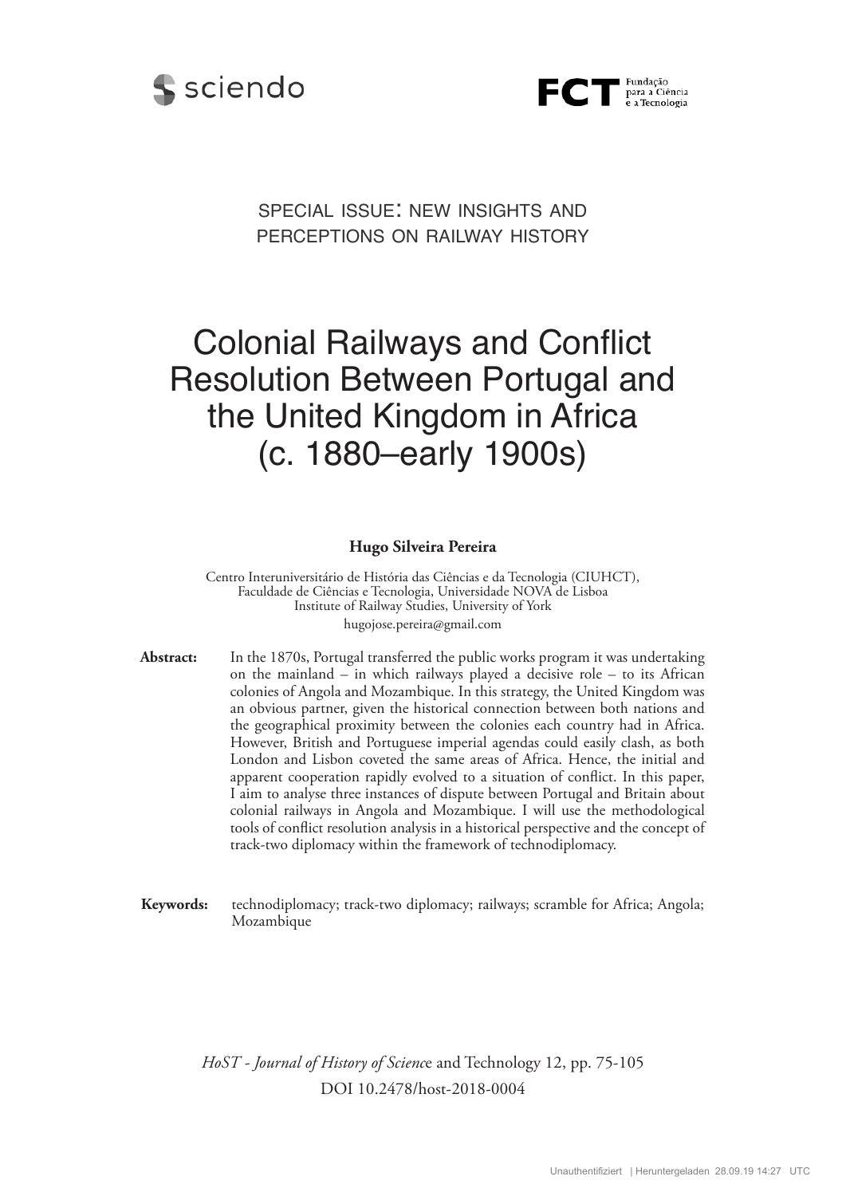SPECIAL ISSUE: NEW INSIGHTS AND PERCEPTIONS ON RAILWAY HISTORY

# Colonial Railways and Conflict Resolution Between Portugal and the United Kingdom in Africa (c. 1880–early 1900s)

**Hugo Silveira Pereira**

Centro Interuniversitário de História das Ciências e da Tecnologia (CIUHCT), Faculdade de Ciências e Tecnologia, Universidade NOVA de Lisboa
Institute of Railway Studies, University of York
hugojose.pereira@gmail.com

**Abstract:** In the 1870s, Portugal transferred the public works program it was undertaking on the mainland – in which railways played a decisive role – to its African colonies of Angola and Mozambique. In this strategy, the United Kingdom was an obvious partner, given the historical connection between both nations and the geographical proximity between the colonies each country had in Africa. However, British and Portuguese imperial agendas could easily clash, as both London and Lisbon coveted the same areas of Africa. Hence, the initial and apparent cooperation rapidly evolved to a situation of conflict. In this paper, I aim to analyse three instances of dispute between Portugal and Britain about colonial railways in Angola and Mozambique. I will use the methodological tools of conflict resolution analysis in a historical perspective and the concept of track-two diplomacy within the framework of technodiplomacy.

**Keywords:** technodiplomacy; track-two diplomacy; railways; scramble for Africa; Angola; Mozambique

*HoST - Journal of History of Scienc*e and Technology 12, pp. 75-105
DOI 10.2478/host-2018-0004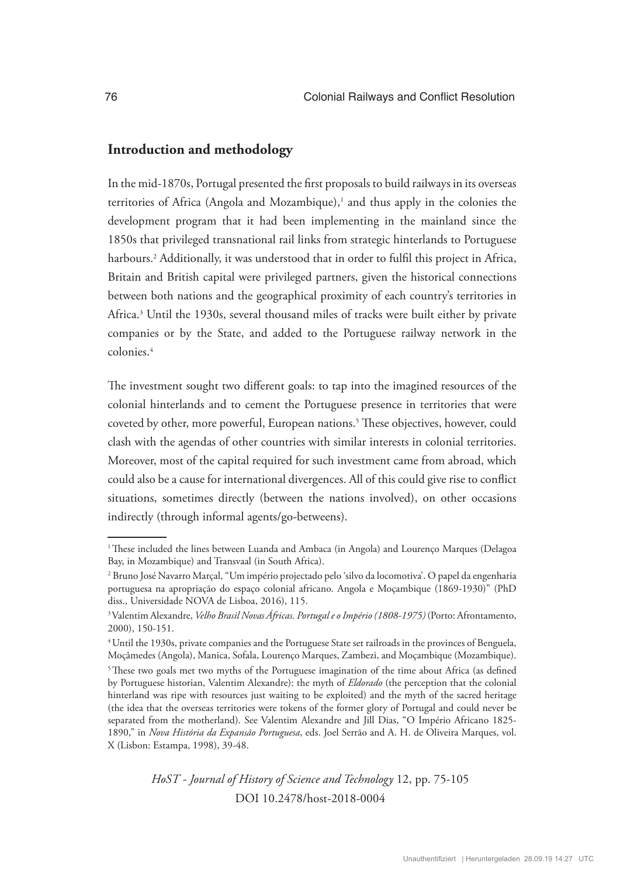## Introduction and methodology

In the mid-1870s, Portugal presented the first proposals to build railways in its overseas territories of Africa (Angola and Mozambique),[1] and thus apply in the colonies the development program that it had been implementing in the mainland since the 1850s that privileged transnational rail links from strategic hinterlands to Portuguese harbours.[2] Additionally, it was understood that in order to fulfil this project in Africa, Britain and British capital were privileged partners, given the historical connections between both nations and the geographical proximity of each country's territories in Africa.[3] Until the 1930s, several thousand miles of tracks were built either by private companies or by the State, and added to the Portuguese railway network in the colonies.[4]

The investment sought two different goals: to tap into the imagined resources of the colonial hinterlands and to cement the Portuguese presence in territories that were coveted by other, more powerful, European nations.[5] These objectives, however, could clash with the agendas of other countries with similar interests in colonial territories. Moreover, most of the capital required for such investment came from abroad, which could also be a cause for international divergences. All of this could give rise to conflict situations, sometimes directly (between the nations involved), on other occasions indirectly (through informal agents/go-betweens).

---

[1] These included the lines between Luanda and Ambaca (in Angola) and Lourenço Marques (Delagoa Bay, in Mozambique) and Transvaal (in South Africa).

[2] Bruno José Navarro Marçal, "Um império projectado pelo 'silvo da locomotiva'. O papel da engenharia portuguesa na apropriação do espaço colonial africano. Angola e Moçambique (1869-1930)" (PhD diss., Universidade NOVA de Lisboa, 2016), 115.

[3] Valentim Alexandre, *Velho Brasil Novas Áfricas. Portugal e o Império (1808-1975)* (Porto: Afrontamento, 2000), 150-151.

[4] Until the 1930s, private companies and the Portuguese State set railroads in the provinces of Benguela, Moçâmedes (Angola), Manica, Sofala, Lourenço Marques, Zambezi, and Moçambique (Mozambique).

[5] These two goals met two myths of the Portuguese imagination of the time about Africa (as defined by Portuguese historian, Valentim Alexandre): the myth of *Eldorado* (the perception that the colonial hinterland was ripe with resources just waiting to be exploited) and the myth of the sacred heritage (the idea that the overseas territories were tokens of the former glory of Portugal and could never be separated from the motherland). See Valentim Alexandre and Jill Dias, "O Império Africano 1825-1890," in *Nova História da Expansão Portuguesa*, eds. Joel Serrão and A. H. de Oliveira Marques, vol. X (Lisbon: Estampa, 1998), 39-48.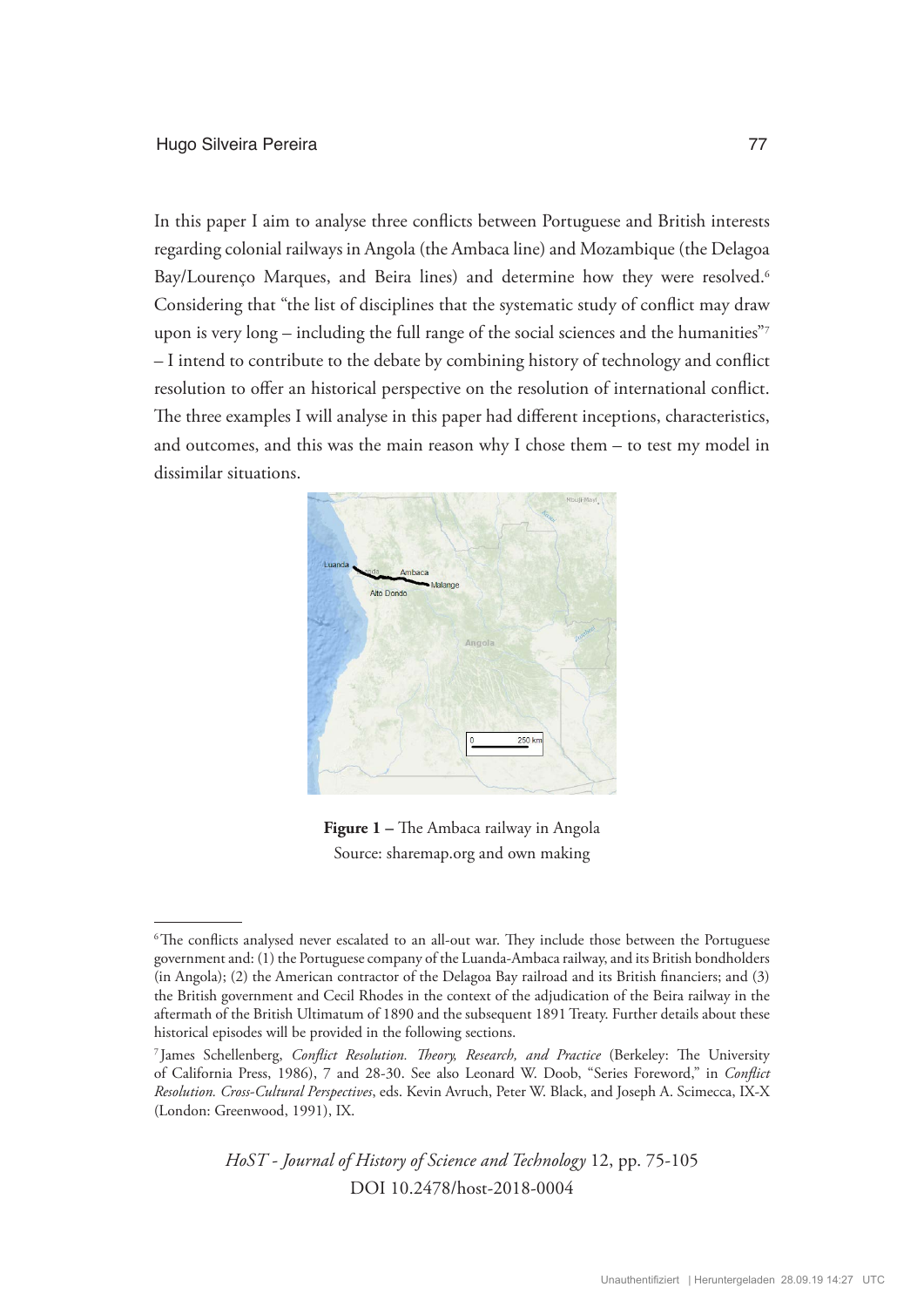In this paper I aim to analyse three conflicts between Portuguese and British interests regarding colonial railways in Angola (the Ambaca line) and Mozambique (the Delagoa Bay/Lourenço Marques, and Beira lines) and determine how they were resolved.[6] Considering that "the list of disciplines that the systematic study of conflict may draw upon is very long – including the full range of the social sciences and the humanities"[7] – I intend to contribute to the debate by combining history of technology and conflict resolution to offer an historical perspective on the resolution of international conflict. The three examples I will analyse in this paper had different inceptions, characteristics, and outcomes, and this was the main reason why I chose them – to test my model in dissimilar situations.

**Figure 1 –** The Ambaca railway in Angola
Source: sharemap.org and own making

---

[6] The conflicts analysed never escalated to an all-out war. They include those between the Portuguese government and: (1) the Portuguese company of the Luanda-Ambaca railway, and its British bondholders (in Angola); (2) the American contractor of the Delagoa Bay railroad and its British financiers; and (3) the British government and Cecil Rhodes in the context of the adjudication of the Beira railway in the aftermath of the British Ultimatum of 1890 and the subsequent 1891 Treaty. Further details about these historical episodes will be provided in the following sections.

[7] James Schellenberg, *Conflict Resolution. Theory, Research, and Practice* (Berkeley: The University of California Press, 1986), 7 and 28-30. See also Leonard W. Doob, "Series Foreword," in *Conflict Resolution. Cross-Cultural Perspectives*, eds. Kevin Avruch, Peter W. Black, and Joseph A. Scimecca, IX-X (London: Greenwood, 1991), IX.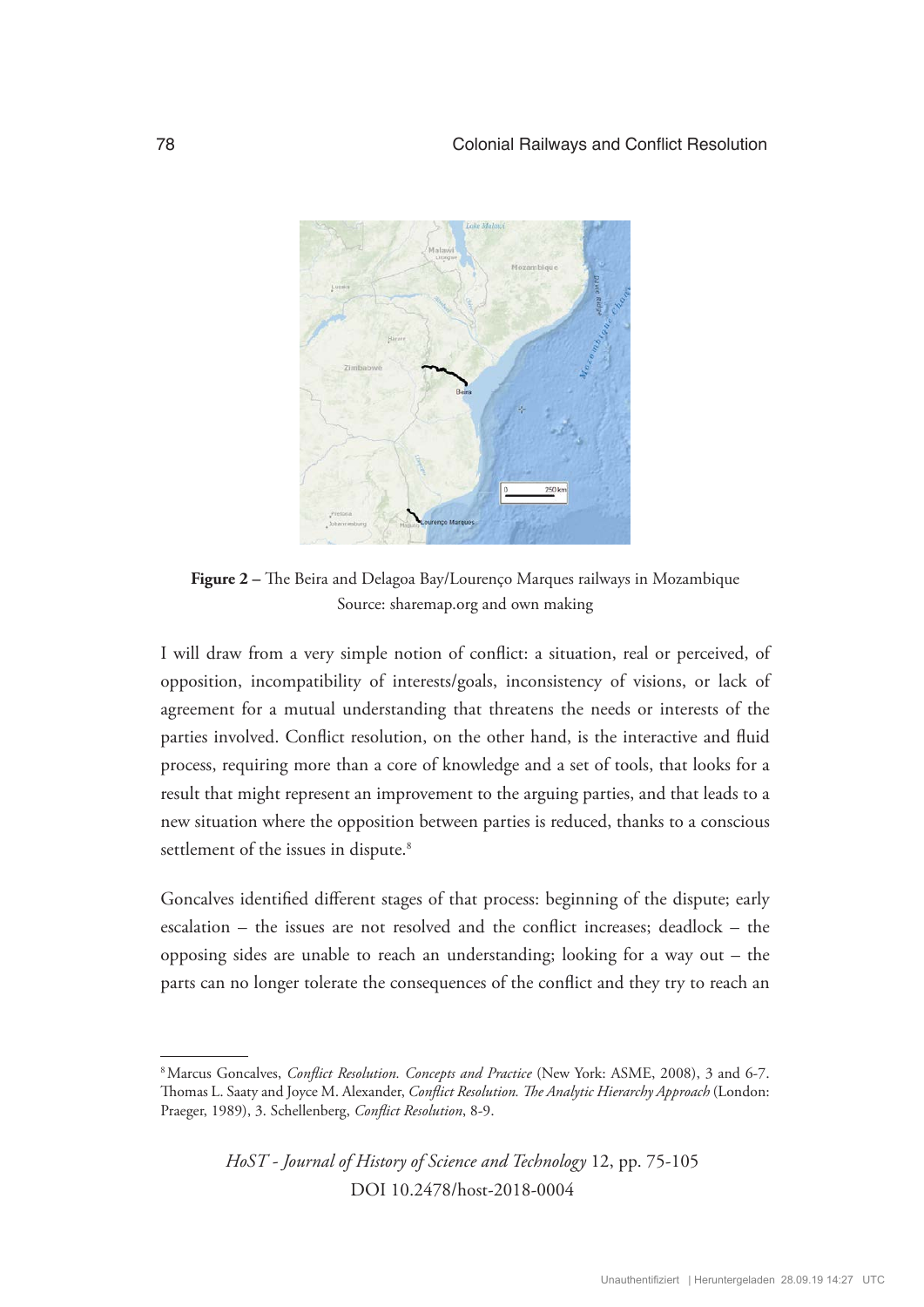**Figure 2 –** The Beira and Delagoa Bay/Lourenço Marques railways in Mozambique
Source: sharemap.org and own making

I will draw from a very simple notion of conflict: a situation, real or perceived, of opposition, incompatibility of interests/goals, inconsistency of visions, or lack of agreement for a mutual understanding that threatens the needs or interests of the parties involved. Conflict resolution, on the other hand, is the interactive and fluid process, requiring more than a core of knowledge and a set of tools, that looks for a result that might represent an improvement to the arguing parties, and that leads to a new situation where the opposition between parties is reduced, thanks to a conscious settlement of the issues in dispute.[8]

Goncalves identified different stages of that process: beginning of the dispute; early escalation – the issues are not resolved and the conflict increases; deadlock – the opposing sides are unable to reach an understanding; looking for a way out – the parts can no longer tolerate the consequences of the conflict and they try to reach an

---

[8] Marcus Goncalves, *Conflict Resolution. Concepts and Practice* (New York: ASME, 2008), 3 and 6-7. Thomas L. Saaty and Joyce M. Alexander, *Conflict Resolution. The Analytic Hierarchy Approach* (London: Praeger, 1989), 3. Schellenberg, *Conflict Resolution*, 8-9.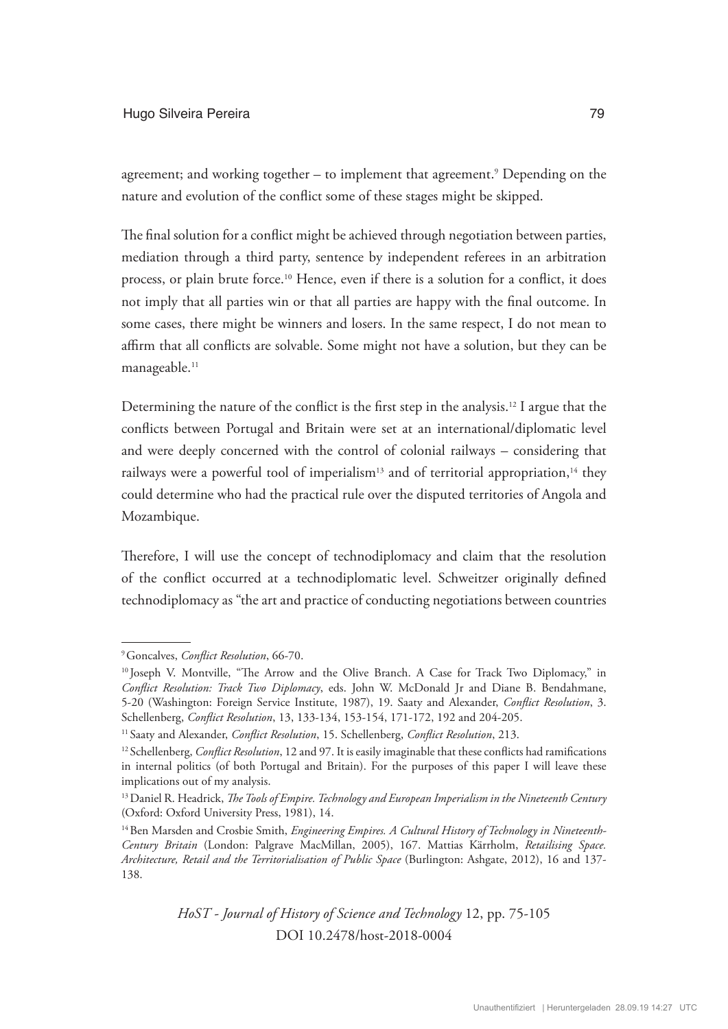agreement; and working together – to implement that agreement.[9] Depending on the nature and evolution of the conflict some of these stages might be skipped.

The final solution for a conflict might be achieved through negotiation between parties, mediation through a third party, sentence by independent referees in an arbitration process, or plain brute force.[10] Hence, even if there is a solution for a conflict, it does not imply that all parties win or that all parties are happy with the final outcome. In some cases, there might be winners and losers. In the same respect, I do not mean to affirm that all conflicts are solvable. Some might not have a solution, but they can be manageable.[11]

Determining the nature of the conflict is the first step in the analysis.[12] I argue that the conflicts between Portugal and Britain were set at an international/diplomatic level and were deeply concerned with the control of colonial railways – considering that railways were a powerful tool of imperialism[13] and of territorial appropriation,[14] they could determine who had the practical rule over the disputed territories of Angola and Mozambique.

Therefore, I will use the concept of technodiplomacy and claim that the resolution of the conflict occurred at a technodiplomatic level. Schweitzer originally defined technodiplomacy as "the art and practice of conducting negotiations between countries

---

[9] Goncalves, *Conflict Resolution*, 66-70.

[10] Joseph V. Montville, "The Arrow and the Olive Branch. A Case for Track Two Diplomacy," in *Conflict Resolution: Track Two Diplomacy*, eds. John W. McDonald Jr and Diane B. Bendahmane, 5-20 (Washington: Foreign Service Institute, 1987), 19. Saaty and Alexander, *Conflict Resolution*, 3. Schellenberg, *Conflict Resolution*, 13, 133-134, 153-154, 171-172, 192 and 204-205.

[11] Saaty and Alexander, *Conflict Resolution*, 15. Schellenberg, *Conflict Resolution*, 213.

[12] Schellenberg, *Conflict Resolution*, 12 and 97. It is easily imaginable that these conflicts had ramifications in internal politics (of both Portugal and Britain). For the purposes of this paper I will leave these implications out of my analysis.

[13] Daniel R. Headrick, *The Tools of Empire. Technology and European Imperialism in the Nineteenth Century* (Oxford: Oxford University Press, 1981), 14.

[14] Ben Marsden and Crosbie Smith, *Engineering Empires. A Cultural History of Technology in Nineteenth-Century Britain* (London: Palgrave MacMillan, 2005), 167. Mattias Kärrholm, *Retailising Space. Architecture, Retail and the Territorialisation of Public Space* (Burlington: Ashgate, 2012), 16 and 137-138.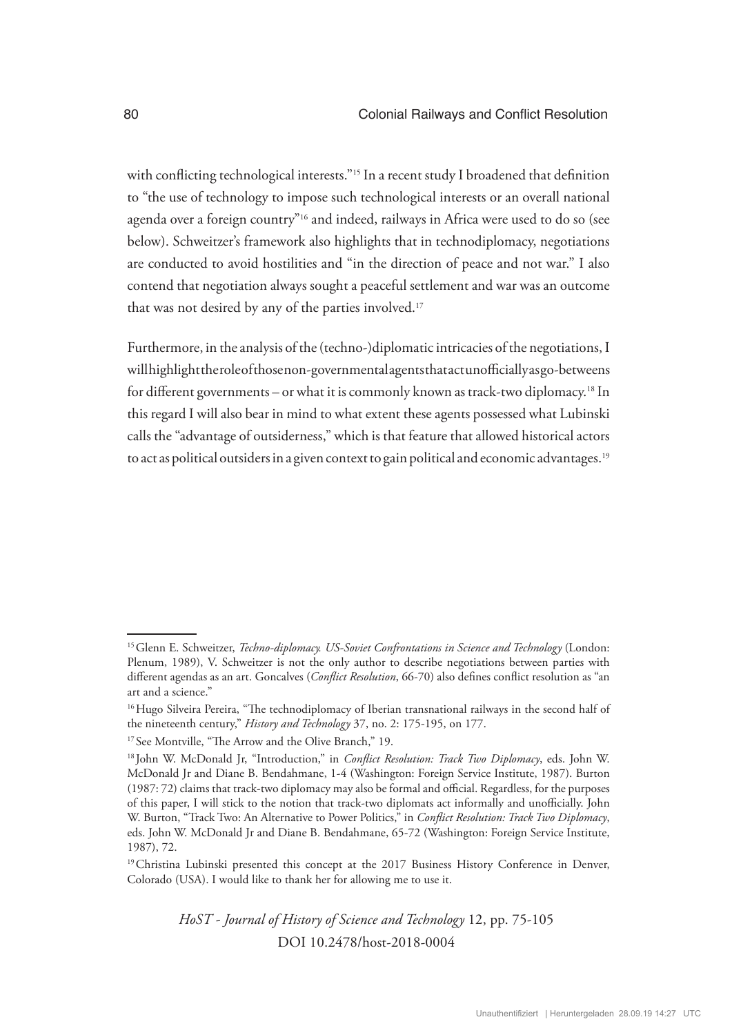with conflicting technological interests."[15] In a recent study I broadened that definition to "the use of technology to impose such technological interests or an overall national agenda over a foreign country"[16] and indeed, railways in Africa were used to do so (see below). Schweitzer's framework also highlights that in technodiplomacy, negotiations are conducted to avoid hostilities and "in the direction of peace and not war." I also contend that negotiation always sought a peaceful settlement and war was an outcome that was not desired by any of the parties involved.[17]

Furthermore, in the analysis of the (techno-)diplomatic intricacies of the negotiations, I will highlight the role of those non-governmental agents that act unofficially as go-betweens for different governments – or what it is commonly known as track-two diplomacy.[18] In this regard I will also bear in mind to what extent these agents possessed what Lubinski calls the "advantage of outsiderness," which is that feature that allowed historical actors to act as political outsiders in a given context to gain political and economic advantages.[19]

---

[15] Glenn E. Schweitzer, *Techno-diplomacy. US-Soviet Confrontations in Science and Technology* (London: Plenum, 1989), V. Schweitzer is not the only author to describe negotiations between parties with different agendas as an art. Goncalves (*Conflict Resolution*, 66-70) also defines conflict resolution as "an art and a science."

[16] Hugo Silveira Pereira, "The technodiplomacy of Iberian transnational railways in the second half of the nineteenth century," *History and Technology* 37, no. 2: 175-195, on 177.

[17] See Montville, "The Arrow and the Olive Branch," 19.

[18] John W. McDonald Jr, "Introduction," in *Conflict Resolution: Track Two Diplomacy*, eds. John W. McDonald Jr and Diane B. Bendahmane, 1-4 (Washington: Foreign Service Institute, 1987). Burton (1987: 72) claims that track-two diplomacy may also be formal and official. Regardless, for the purposes of this paper, I will stick to the notion that track-two diplomats act informally and unofficially. John W. Burton, "Track Two: An Alternative to Power Politics," in *Conflict Resolution: Track Two Diplomacy*, eds. John W. McDonald Jr and Diane B. Bendahmane, 65-72 (Washington: Foreign Service Institute, 1987), 72.

[19] Christina Lubinski presented this concept at the 2017 Business History Conference in Denver, Colorado (USA). I would like to thank her for allowing me to use it.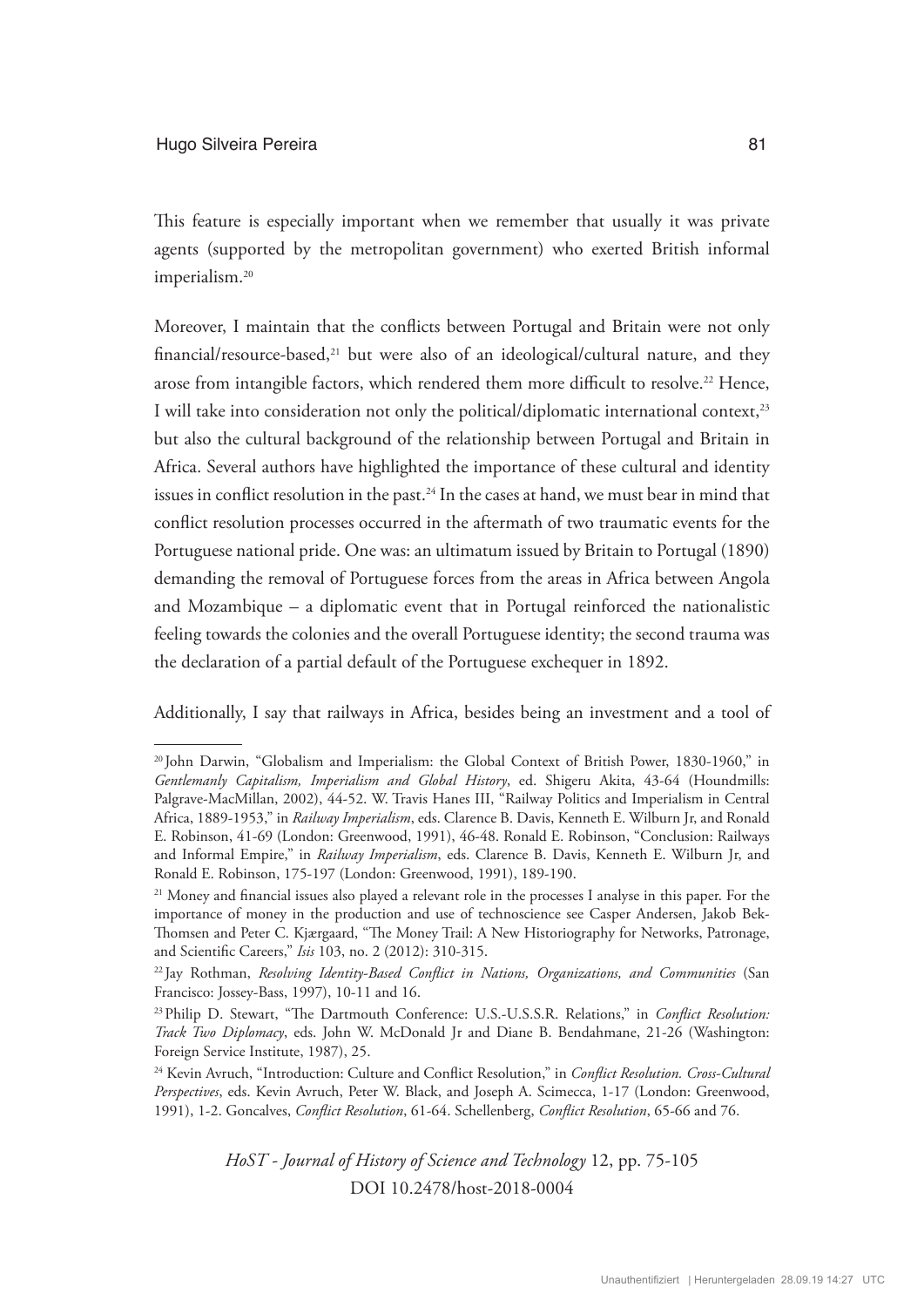This feature is especially important when we remember that usually it was private agents (supported by the metropolitan government) who exerted British informal imperialism.[20]

Moreover, I maintain that the conflicts between Portugal and Britain were not only financial/resource-based,[21] but were also of an ideological/cultural nature, and they arose from intangible factors, which rendered them more difficult to resolve.[22] Hence, I will take into consideration not only the political/diplomatic international context,[23] but also the cultural background of the relationship between Portugal and Britain in Africa. Several authors have highlighted the importance of these cultural and identity issues in conflict resolution in the past.[24] In the cases at hand, we must bear in mind that conflict resolution processes occurred in the aftermath of two traumatic events for the Portuguese national pride. One was: an ultimatum issued by Britain to Portugal (1890) demanding the removal of Portuguese forces from the areas in Africa between Angola and Mozambique – a diplomatic event that in Portugal reinforced the nationalistic feeling towards the colonies and the overall Portuguese identity; the second trauma was the declaration of a partial default of the Portuguese exchequer in 1892.

Additionally, I say that railways in Africa, besides being an investment and a tool of

---

[20] John Darwin, "Globalism and Imperialism: the Global Context of British Power, 1830-1960," in *Gentlemanly Capitalism, Imperialism and Global History*, ed. Shigeru Akita, 43-64 (Houndmills: Palgrave-MacMillan, 2002), 44-52. W. Travis Hanes III, "Railway Politics and Imperialism in Central Africa, 1889-1953," in *Railway Imperialism*, eds. Clarence B. Davis, Kenneth E. Wilburn Jr, and Ronald E. Robinson, 41-69 (London: Greenwood, 1991), 46-48. Ronald E. Robinson, "Conclusion: Railways and Informal Empire," in *Railway Imperialism*, eds. Clarence B. Davis, Kenneth E. Wilburn Jr, and Ronald E. Robinson, 175-197 (London: Greenwood, 1991), 189-190.

[21] Money and financial issues also played a relevant role in the processes I analyse in this paper. For the importance of money in the production and use of technoscience see Casper Andersen, Jakob Bek-Thomsen and Peter C. Kjærgaard, "The Money Trail: A New Historiography for Networks, Patronage, and Scientific Careers," *Isis* 103, no. 2 (2012): 310-315.

[22] Jay Rothman, *Resolving Identity-Based Conflict in Nations, Organizations, and Communities* (San Francisco: Jossey-Bass, 1997), 10-11 and 16.

[23] Philip D. Stewart, "The Dartmouth Conference: U.S.-U.S.S.R. Relations," in *Conflict Resolution: Track Two Diplomacy*, eds. John W. McDonald Jr and Diane B. Bendahmane, 21-26 (Washington: Foreign Service Institute, 1987), 25.

[24] Kevin Avruch, "Introduction: Culture and Conflict Resolution," in *Conflict Resolution. Cross-Cultural Perspectives*, eds. Kevin Avruch, Peter W. Black, and Joseph A. Scimecca, 1-17 (London: Greenwood, 1991), 1-2. Goncalves, *Conflict Resolution*, 61-64. Schellenberg, *Conflict Resolution*, 65-66 and 76.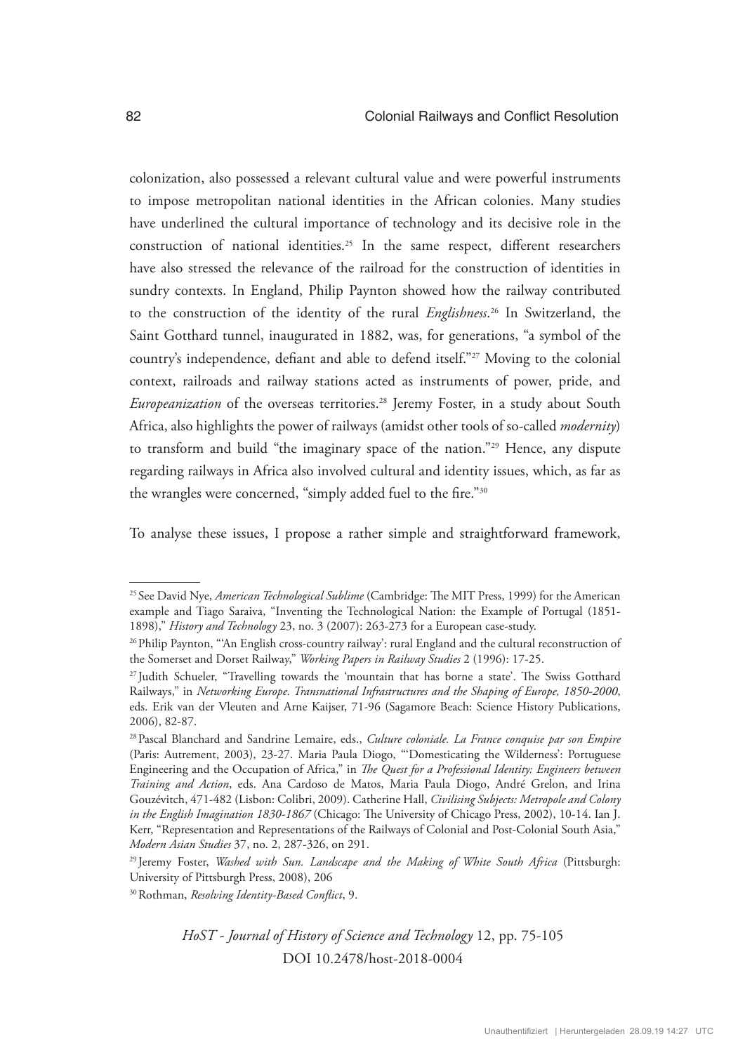colonization, also possessed a relevant cultural value and were powerful instruments to impose metropolitan national identities in the African colonies. Many studies have underlined the cultural importance of technology and its decisive role in the construction of national identities.[25] In the same respect, different researchers have also stressed the relevance of the railroad for the construction of identities in sundry contexts. In England, Philip Paynton showed how the railway contributed to the construction of the identity of the rural *Englishness*.[26] In Switzerland, the Saint Gotthard tunnel, inaugurated in 1882, was, for generations, "a symbol of the country's independence, defiant and able to defend itself."[27] Moving to the colonial context, railroads and railway stations acted as instruments of power, pride, and *Europeanization* of the overseas territories.[28] Jeremy Foster, in a study about South Africa, also highlights the power of railways (amidst other tools of so-called *modernity*) to transform and build "the imaginary space of the nation."[29] Hence, any dispute regarding railways in Africa also involved cultural and identity issues, which, as far as the wrangles were concerned, "simply added fuel to the fire."[30]

To analyse these issues, I propose a rather simple and straightforward framework,

---

[25] See David Nye, *American Technological Sublime* (Cambridge: The MIT Press, 1999) for the American example and Tiago Saraiva, "Inventing the Technological Nation: the Example of Portugal (1851-1898)," *History and Technology* 23, no. 3 (2007): 263-273 for a European case-study.

[26] Philip Paynton, "'An English cross-country railway': rural England and the cultural reconstruction of the Somerset and Dorset Railway," *Working Papers in Railway Studies* 2 (1996): 17-25.

[27] Judith Schueler, "Travelling towards the 'mountain that has borne a state'. The Swiss Gotthard Railways," in *Networking Europe. Transnational Infrastructures and the Shaping of Europe, 1850-2000*, eds. Erik van der Vleuten and Arne Kaijser, 71-96 (Sagamore Beach: Science History Publications, 2006), 82-87.

[28] Pascal Blanchard and Sandrine Lemaire, eds., *Culture coloniale. La France conquise par son Empire* (Paris: Autrement, 2003), 23-27. Maria Paula Diogo, "'Domesticating the Wilderness': Portuguese Engineering and the Occupation of Africa," in *The Quest for a Professional Identity: Engineers between Training and Action*, eds. Ana Cardoso de Matos, Maria Paula Diogo, André Grelon, and Irina Gouzévitch, 471-482 (Lisbon: Colibri, 2009). Catherine Hall, *Civilising Subjects: Metropole and Colony in the English Imagination 1830-1867* (Chicago: The University of Chicago Press, 2002), 10-14. Ian J. Kerr, "Representation and Representations of the Railways of Colonial and Post-Colonial South Asia," *Modern Asian Studies* 37, no. 2, 287-326, on 291.

[29] Jeremy Foster, *Washed with Sun. Landscape and the Making of White South Africa* (Pittsburgh: University of Pittsburgh Press, 2008), 206

[30] Rothman, *Resolving Identity-Based Conflict*, 9.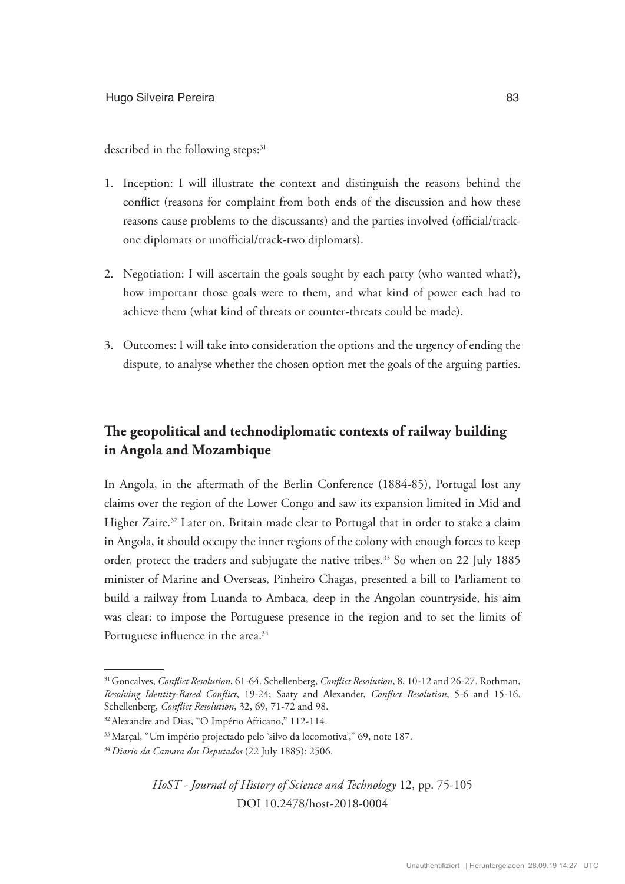described in the following steps:[31]

1. Inception: I will illustrate the context and distinguish the reasons behind the conflict (reasons for complaint from both ends of the discussion and how these reasons cause problems to the discussants) and the parties involved (official/track-one diplomats or unofficial/track-two diplomats).

2. Negotiation: I will ascertain the goals sought by each party (who wanted what?), how important those goals were to them, and what kind of power each had to achieve them (what kind of threats or counter-threats could be made).

3. Outcomes: I will take into consideration the options and the urgency of ending the dispute, to analyse whether the chosen option met the goals of the arguing parties.

## The geopolitical and technodiplomatic contexts of railway building in Angola and Mozambique

In Angola, in the aftermath of the Berlin Conference (1884-85), Portugal lost any claims over the region of the Lower Congo and saw its expansion limited in Mid and Higher Zaire.[32] Later on, Britain made clear to Portugal that in order to stake a claim in Angola, it should occupy the inner regions of the colony with enough forces to keep order, protect the traders and subjugate the native tribes.[33] So when on 22 July 1885 minister of Marine and Overseas, Pinheiro Chagas, presented a bill to Parliament to build a railway from Luanda to Ambaca, deep in the Angolan countryside, his aim was clear: to impose the Portuguese presence in the region and to set the limits of Portuguese influence in the area.[34]

---

[31] Goncalves, *Conflict Resolution*, 61-64. Schellenberg, *Conflict Resolution*, 8, 10-12 and 26-27. Rothman, *Resolving Identity-Based Conflict*, 19-24; Saaty and Alexander, *Conflict Resolution*, 5-6 and 15-16. Schellenberg, *Conflict Resolution*, 32, 69, 71-72 and 98.

[32] Alexandre and Dias, "O Império Africano," 112-114.

[33] Marçal, "Um império projectado pelo 'silvo da locomotiva'," 69, note 187.

[34] *Diario da Camara dos Deputados* (22 July 1885): 2506.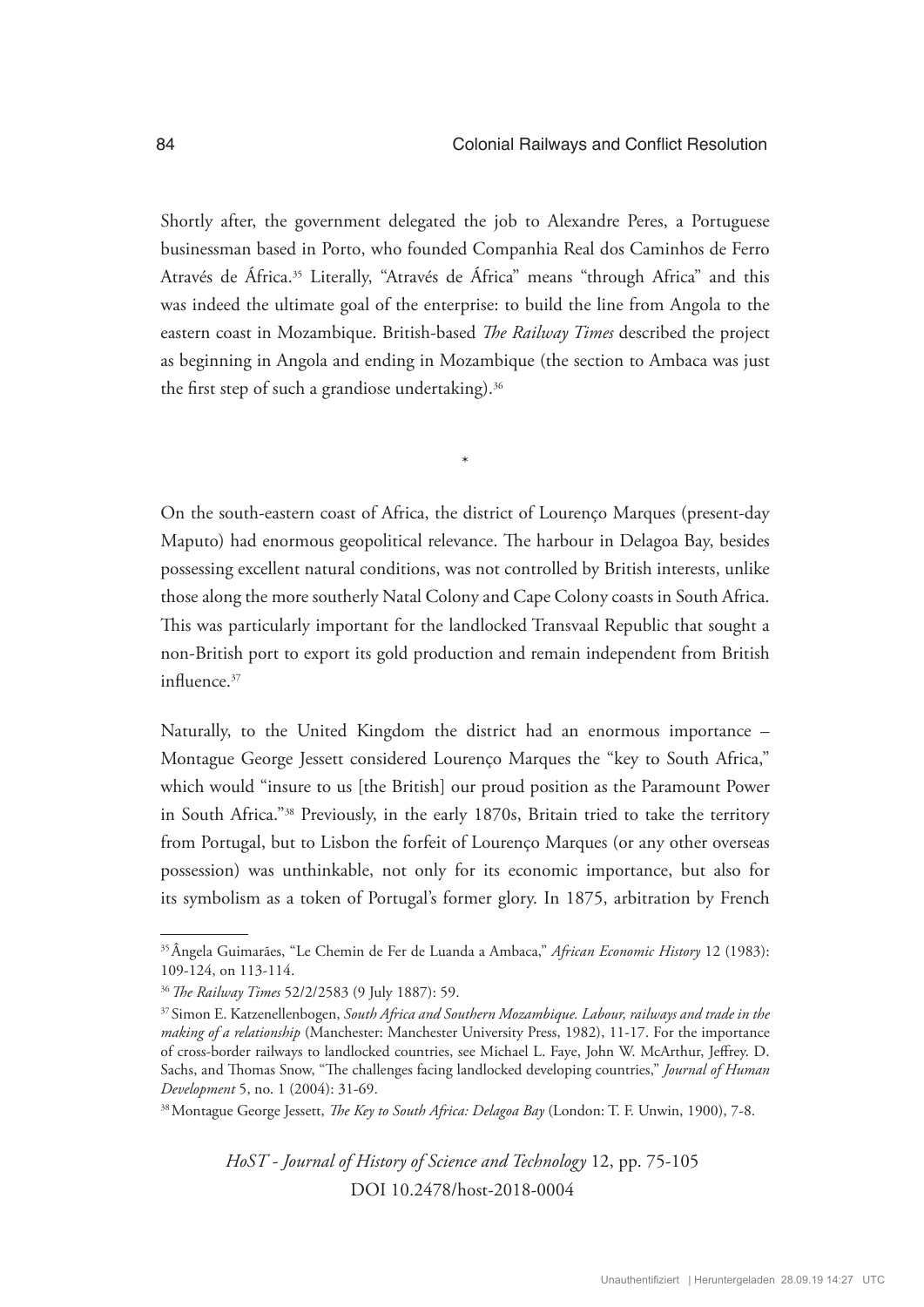Shortly after, the government delegated the job to Alexandre Peres, a Portuguese businessman based in Porto, who founded Companhia Real dos Caminhos de Ferro Através de África.[35] Literally, "Através de África" means "through Africa" and this was indeed the ultimate goal of the enterprise: to build the line from Angola to the eastern coast in Mozambique. British-based *The Railway Times* described the project as beginning in Angola and ending in Mozambique (the section to Ambaca was just the first step of such a grandiose undertaking).[36]

*

On the south-eastern coast of Africa, the district of Lourenço Marques (present-day Maputo) had enormous geopolitical relevance. The harbour in Delagoa Bay, besides possessing excellent natural conditions, was not controlled by British interests, unlike those along the more southerly Natal Colony and Cape Colony coasts in South Africa. This was particularly important for the landlocked Transvaal Republic that sought a non-British port to export its gold production and remain independent from British influence.[37]

Naturally, to the United Kingdom the district had an enormous importance – Montague George Jessett considered Lourenço Marques the "key to South Africa," which would "insure to us [the British] our proud position as the Paramount Power in South Africa."[38] Previously, in the early 1870s, Britain tried to take the territory from Portugal, but to Lisbon the forfeit of Lourenço Marques (or any other overseas possession) was unthinkable, not only for its economic importance, but also for its symbolism as a token of Portugal's former glory. In 1875, arbitration by French

---

[35] Ângela Guimarães, "Le Chemin de Fer de Luanda a Ambaca," *African Economic History* 12 (1983): 109-124, on 113-114.

[36] *The Railway Times* 52/2/2583 (9 July 1887): 59.

[37] Simon E. Katzenellenbogen, *South Africa and Southern Mozambique. Labour, railways and trade in the making of a relationship* (Manchester: Manchester University Press, 1982), 11-17. For the importance of cross-border railways to landlocked countries, see Michael L. Faye, John W. McArthur, Jeffrey. D. Sachs, and Thomas Snow, "The challenges facing landlocked developing countries," *Journal of Human Development* 5, no. 1 (2004): 31-69.

[38] Montague George Jessett, *The Key to South Africa: Delagoa Bay* (London: T. F. Unwin, 1900), 7-8.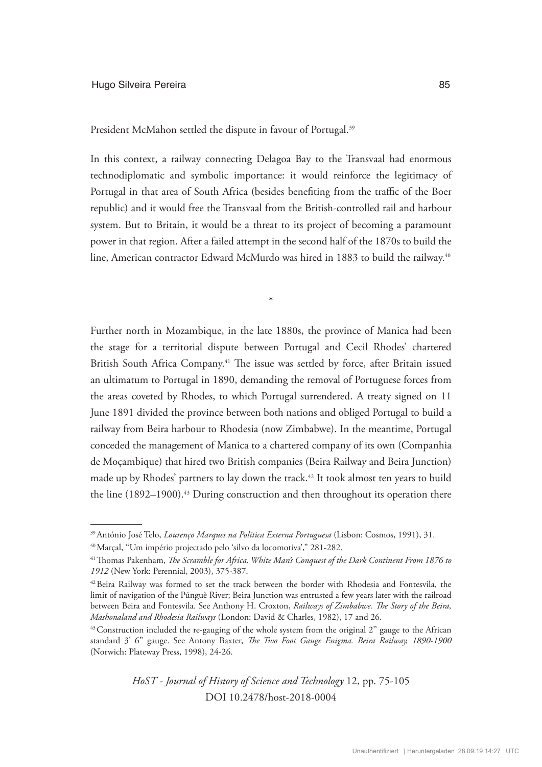President McMahon settled the dispute in favour of Portugal.[39]

In this context, a railway connecting Delagoa Bay to the Transvaal had enormous technodiplomatic and symbolic importance: it would reinforce the legitimacy of Portugal in that area of South Africa (besides benefiting from the traffic of the Boer republic) and it would free the Transvaal from the British-controlled rail and harbour system. But to Britain, it would be a threat to its project of becoming a paramount power in that region. After a failed attempt in the second half of the 1870s to build the line, American contractor Edward McMurdo was hired in 1883 to build the railway.[40]

*

Further north in Mozambique, in the late 1880s, the province of Manica had been the stage for a territorial dispute between Portugal and Cecil Rhodes' chartered British South Africa Company.[41] The issue was settled by force, after Britain issued an ultimatum to Portugal in 1890, demanding the removal of Portuguese forces from the areas coveted by Rhodes, to which Portugal surrendered. A treaty signed on 11 June 1891 divided the province between both nations and obliged Portugal to build a railway from Beira harbour to Rhodesia (now Zimbabwe). In the meantime, Portugal conceded the management of Manica to a chartered company of its own (Companhia de Moçambique) that hired two British companies (Beira Railway and Beira Junction) made up by Rhodes' partners to lay down the track.[42] It took almost ten years to build the line (1892–1900).[43] During construction and then throughout its operation there

---

[39] António José Telo, *Lourenço Marques na Política Externa Portuguesa* (Lisbon: Cosmos, 1991), 31.

[40] Marçal, "Um império projectado pelo 'silvo da locomotiva'," 281-282.

[41] Thomas Pakenham, *The Scramble for Africa. White Man's Conquest of the Dark Continent From 1876 to 1912* (New York: Perennial, 2003), 375-387.

[42] Beira Railway was formed to set the track between the border with Rhodesia and Fontesvila, the limit of navigation of the Púnguè River; Beira Junction was entrusted a few years later with the railroad between Beira and Fontesvila. See Anthony H. Croxton, *Railways of Zimbabwe. The Story of the Beira, Mashonaland and Rhodesia Railways* (London: David & Charles, 1982), 17 and 26.

[43] Construction included the re-gauging of the whole system from the original 2" gauge to the African standard 3' 6" gauge. See Antony Baxter, *The Two Foot Gauge Enigma. Beira Railway, 1890-1900* (Norwich: Plateway Press, 1998), 24-26.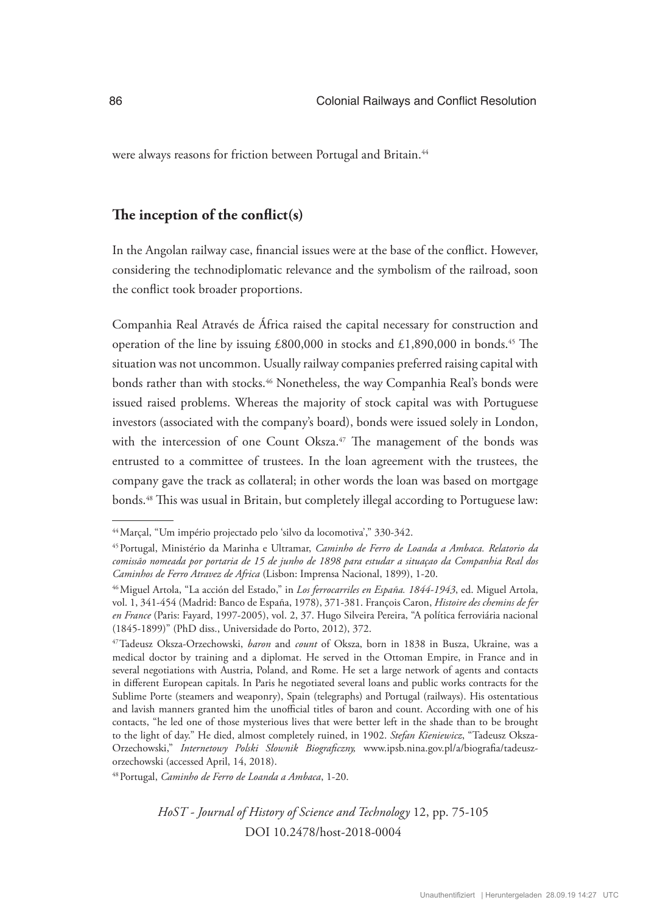were always reasons for friction between Portugal and Britain.[44]

## The inception of the conflict(s)

In the Angolan railway case, financial issues were at the base of the conflict. However, considering the technodiplomatic relevance and the symbolism of the railroad, soon the conflict took broader proportions.

Companhia Real Através de África raised the capital necessary for construction and operation of the line by issuing £800,000 in stocks and £1,890,000 in bonds.[45] The situation was not uncommon. Usually railway companies preferred raising capital with bonds rather than with stocks.[46] Nonetheless, the way Companhia Real's bonds were issued raised problems. Whereas the majority of stock capital was with Portuguese investors (associated with the company's board), bonds were issued solely in London, with the intercession of one Count Oksza.[47] The management of the bonds was entrusted to a committee of trustees. In the loan agreement with the trustees, the company gave the track as collateral; in other words the loan was based on mortgage bonds.[48] This was usual in Britain, but completely illegal according to Portuguese law:

---

[44] Marçal, "Um império projectado pelo 'silvo da locomotiva'," 330-342.

[45] Portugal, Ministério da Marinha e Ultramar, *Caminho de Ferro de Loanda a Ambaca. Relatorio da commissão nomeada por portaria de 15 de junho de 1898 para estudar a situaçao da Companhia Real dos Caminhos de Ferro Atravez de Africa* (Lisbon: Imprensa Nacional, 1899), 1-20.

[46] Miguel Artola, "La acción del Estado," in *Los ferrocarriles en España. 1844-1943*, ed. Miguel Artola, vol. 1, 341-454 (Madrid: Banco de España, 1978), 371-381. François Caron, *Histoire des chemins de fer en France* (Paris: Fayard, 1997-2005), vol. 2, 37. Hugo Silveira Pereira, "A política ferroviária nacional (1845-1899)" (PhD diss., Universidade do Porto, 2012), 372.

[47] Tadeusz Oksza-Orzechowski, *baron* and *count* of Oksza, born in 1838 in Busza, Ukraine, was a medical doctor by training and a diplomat. He served in the Ottoman Empire, in France and in several negotiations with Austria, Poland, and Rome. He set a large network of agents and contacts in different European capitals. In Paris he negotiated several loans and public works contracts for the Sublime Porte (steamers and weaponry), Spain (telegraphs) and Portugal (railways). His ostentatious and lavish manners granted him the unofficial titles of baron and count. According with one of his contacts, "he led one of those mysterious lives that were better left in the shade than to be brought to the light of day." He died, almost completely ruined, in 1902. *Stefan Kieniewicz*, "Tadeusz Oksza-Orzechowski," *Internetowy Polski Słownik Biograficzny,* www.ipsb.nina.gov.pl/a/biografia/tadeusz-orzechowski (accessed April, 14, 2018).

[48] Portugal, *Caminho de Ferro de Loanda a Ambaca*, 1-20.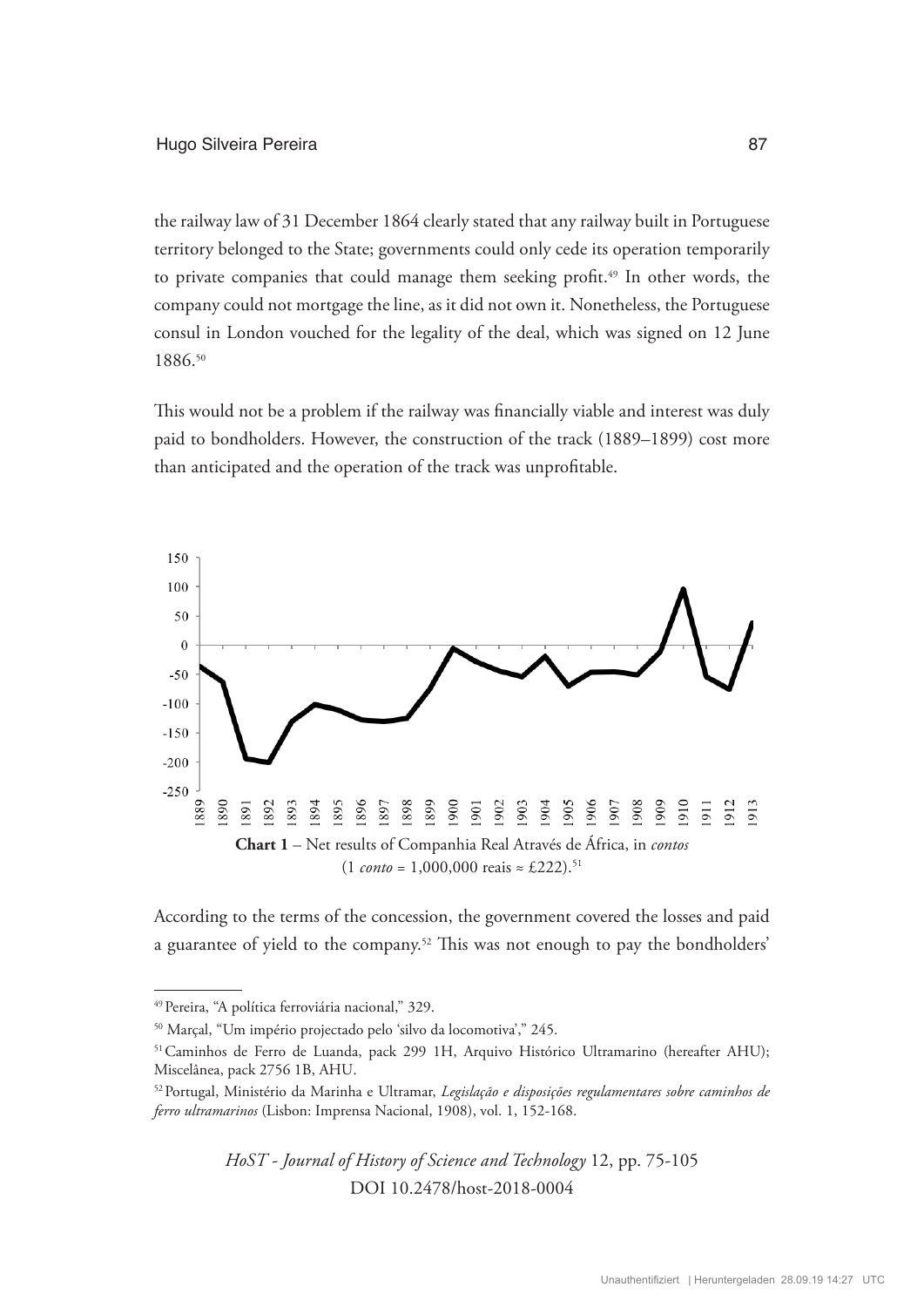the railway law of 31 December 1864 clearly stated that any railway built in Portuguese territory belonged to the State; governments could only cede its operation temporarily to private companies that could manage them seeking profit.[49] In other words, the company could not mortgage the line, as it did not own it. Nonetheless, the Portuguese consul in London vouched for the legality of the deal, which was signed on 12 June 1886.[50]

This would not be a problem if the railway was financially viable and interest was duly paid to bondholders. However, the construction of the track (1889–1899) cost more than anticipated and the operation of the track was unprofitable.

**Chart 1** – Net results of Companhia Real Através de África, in *contos* (1 *conto* = 1,000,000 reais ≈ £222).[51]

According to the terms of the concession, the government covered the losses and paid a guarantee of yield to the company.[52] This was not enough to pay the bondholders'

---

[49] Pereira, "A política ferroviária nacional," 329.

[50] Marçal, "Um império projectado pelo 'silvo da locomotiva'," 245.

[51] Caminhos de Ferro de Luanda, pack 299 1H, Arquivo Histórico Ultramarino (hereafter AHU); Miscelânea, pack 2756 1B, AHU.

[52] Portugal, Ministério da Marinha e Ultramar, *Legislação e disposições regulamentares sobre caminhos de ferro ultramarinos* (Lisbon: Imprensa Nacional, 1908), vol. 1, 152-168.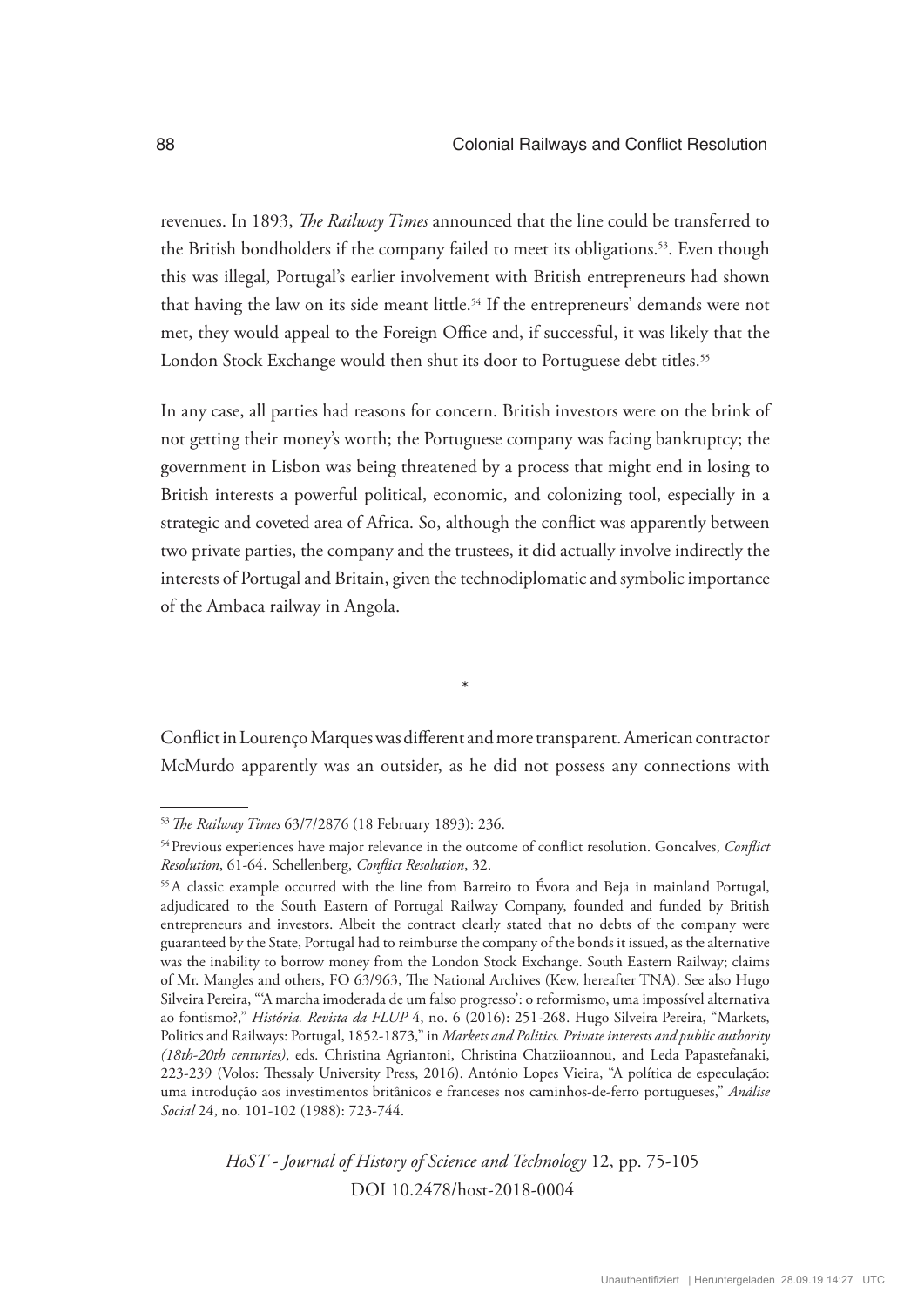revenues. In 1893, *The Railway Times* announced that the line could be transferred to the British bondholders if the company failed to meet its obligations.[53]. Even though this was illegal, Portugal's earlier involvement with British entrepreneurs had shown that having the law on its side meant little.[54] If the entrepreneurs' demands were not met, they would appeal to the Foreign Office and, if successful, it was likely that the London Stock Exchange would then shut its door to Portuguese debt titles.[55]

In any case, all parties had reasons for concern. British investors were on the brink of not getting their money's worth; the Portuguese company was facing bankruptcy; the government in Lisbon was being threatened by a process that might end in losing to British interests a powerful political, economic, and colonizing tool, especially in a strategic and coveted area of Africa. So, although the conflict was apparently between two private parties, the company and the trustees, it did actually involve indirectly the interests of Portugal and Britain, given the technodiplomatic and symbolic importance of the Ambaca railway in Angola.

*

Conflict in Lourenço Marques was different and more transparent. American contractor McMurdo apparently was an outsider, as he did not possess any connections with

---

[53] *The Railway Times* 63/7/2876 (18 February 1893): 236.

[54] Previous experiences have major relevance in the outcome of conflict resolution. Goncalves, *Conflict Resolution*, 61-64. Schellenberg, *Conflict Resolution*, 32.

[55] A classic example occurred with the line from Barreiro to Évora and Beja in mainland Portugal, adjudicated to the South Eastern of Portugal Railway Company, founded and funded by British entrepreneurs and investors. Albeit the contract clearly stated that no debts of the company were guaranteed by the State, Portugal had to reimburse the company of the bonds it issued, as the alternative was the inability to borrow money from the London Stock Exchange. South Eastern Railway; claims of Mr. Mangles and others, FO 63/963, The National Archives (Kew, hereafter TNA). See also Hugo Silveira Pereira, "'A marcha imoderada de um falso progresso': o reformismo, uma impossível alternativa ao fontismo?," *História. Revista da FLUP* 4, no. 6 (2016): 251-268. Hugo Silveira Pereira, "Markets, Politics and Railways: Portugal, 1852-1873," in *Markets and Politics. Private interests and public authority (18th-20th centuries)*, eds. Christina Agriantoni, Christina Chatziioannou, and Leda Papastefanaki, 223-239 (Volos: Thessaly University Press, 2016). António Lopes Vieira, "A política de especulação: uma introdução aos investimentos britânicos e franceses nos caminhos-de-ferro portugueses," *Análise Social* 24, no. 101-102 (1988): 723-744.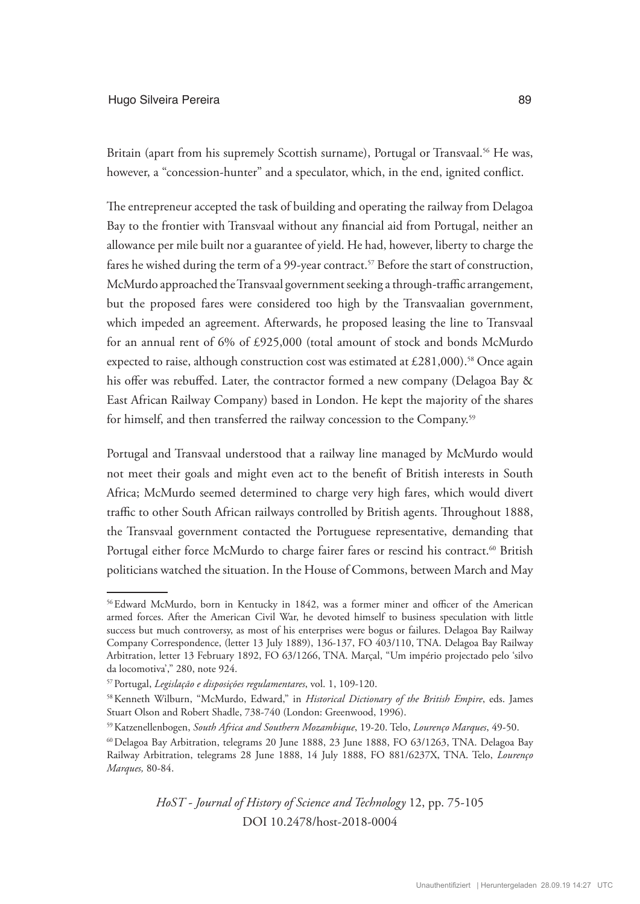Britain (apart from his supremely Scottish surname), Portugal or Transvaal.[56] He was, however, a "concession-hunter" and a speculator, which, in the end, ignited conflict.

The entrepreneur accepted the task of building and operating the railway from Delagoa Bay to the frontier with Transvaal without any financial aid from Portugal, neither an allowance per mile built nor a guarantee of yield. He had, however, liberty to charge the fares he wished during the term of a 99-year contract.[57] Before the start of construction, McMurdo approached the Transvaal government seeking a through-traffic arrangement, but the proposed fares were considered too high by the Transvaalian government, which impeded an agreement. Afterwards, he proposed leasing the line to Transvaal for an annual rent of 6% of £925,000 (total amount of stock and bonds McMurdo expected to raise, although construction cost was estimated at £281,000).[58] Once again his offer was rebuffed. Later, the contractor formed a new company (Delagoa Bay & East African Railway Company) based in London. He kept the majority of the shares for himself, and then transferred the railway concession to the Company.[59]

Portugal and Transvaal understood that a railway line managed by McMurdo would not meet their goals and might even act to the benefit of British interests in South Africa; McMurdo seemed determined to charge very high fares, which would divert traffic to other South African railways controlled by British agents. Throughout 1888, the Transvaal government contacted the Portuguese representative, demanding that Portugal either force McMurdo to charge fairer fares or rescind his contract.[60] British politicians watched the situation. In the House of Commons, between March and May

---

[56] Edward McMurdo, born in Kentucky in 1842, was a former miner and officer of the American armed forces. After the American Civil War, he devoted himself to business speculation with little success but much controversy, as most of his enterprises were bogus or failures. Delagoa Bay Railway Company Correspondence, (letter 13 July 1889), 136-137, FO 403/110, TNA. Delagoa Bay Railway Arbitration, letter 13 February 1892, FO 63/1266, TNA. Marçal, "Um império projectado pelo 'silvo da locomotiva'," 280, note 924.

[57] Portugal, *Legislação e disposições regulamentares*, vol. 1, 109-120.

[58] Kenneth Wilburn, "McMurdo, Edward," in *Historical Dictionary of the British Empire*, eds. James Stuart Olson and Robert Shadle, 738-740 (London: Greenwood, 1996).

[59] Katzenellenbogen, *South Africa and Southern Mozambique*, 19-20. Telo, *Lourenço Marques*, 49-50.

[60] Delagoa Bay Arbitration, telegrams 20 June 1888, 23 June 1888, FO 63/1263, TNA. Delagoa Bay Railway Arbitration, telegrams 28 June 1888, 14 July 1888, FO 881/6237X, TNA. Telo, *Lourenço Marques,* 80-84.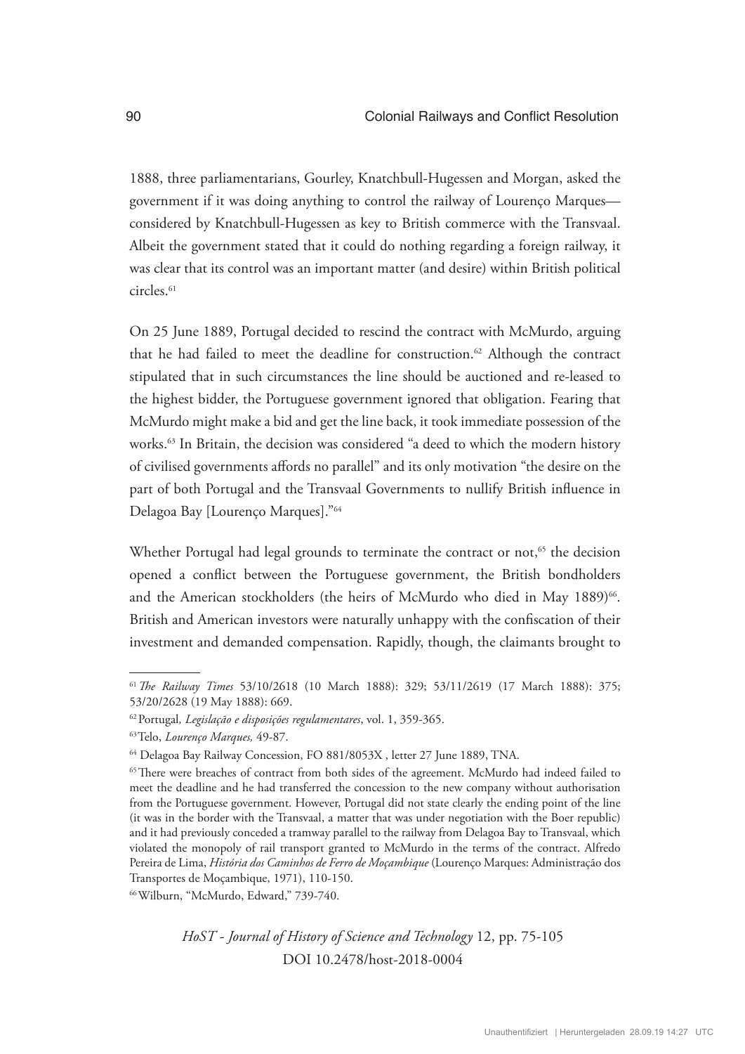1888, three parliamentarians, Gourley, Knatchbull-Hugessen and Morgan, asked the government if it was doing anything to control the railway of Lourenço Marques—considered by Knatchbull-Hugessen as key to British commerce with the Transvaal. Albeit the government stated that it could do nothing regarding a foreign railway, it was clear that its control was an important matter (and desire) within British political circles.[61]

On 25 June 1889, Portugal decided to rescind the contract with McMurdo, arguing that he had failed to meet the deadline for construction.[62] Although the contract stipulated that in such circumstances the line should be auctioned and re-leased to the highest bidder, the Portuguese government ignored that obligation. Fearing that McMurdo might make a bid and get the line back, it took immediate possession of the works.[63] In Britain, the decision was considered "a deed to which the modern history of civilised governments affords no parallel" and its only motivation "the desire on the part of both Portugal and the Transvaal Governments to nullify British influence in Delagoa Bay [Lourenço Marques]."[64]

Whether Portugal had legal grounds to terminate the contract or not,[65] the decision opened a conflict between the Portuguese government, the British bondholders and the American stockholders (the heirs of McMurdo who died in May 1889)[66]. British and American investors were naturally unhappy with the confiscation of their investment and demanded compensation. Rapidly, though, the claimants brought to

---

[61] *The Railway Times* 53/10/2618 (10 March 1888): 329; 53/11/2619 (17 March 1888): 375; 53/20/2628 (19 May 1888): 669.

[62] Portugal, *Legislação e disposições regulamentares*, vol. 1, 359-365.

[63] Telo, *Lourenço Marques,* 49-87.

[64] Delagoa Bay Railway Concession, FO 881/8053X , letter 27 June 1889, TNA.

[65] There were breaches of contract from both sides of the agreement. McMurdo had indeed failed to meet the deadline and he had transferred the concession to the new company without authorisation from the Portuguese government. However, Portugal did not state clearly the ending point of the line (it was in the border with the Transvaal, a matter that was under negotiation with the Boer republic) and it had previously conceded a tramway parallel to the railway from Delagoa Bay to Transvaal, which violated the monopoly of rail transport granted to McMurdo in the terms of the contract. Alfredo Pereira de Lima, *História dos Caminhos de Ferro de Moçambique* (Lourenço Marques: Administração dos Transportes de Moçambique, 1971), 110-150.

[66] Wilburn, "McMurdo, Edward," 739-740.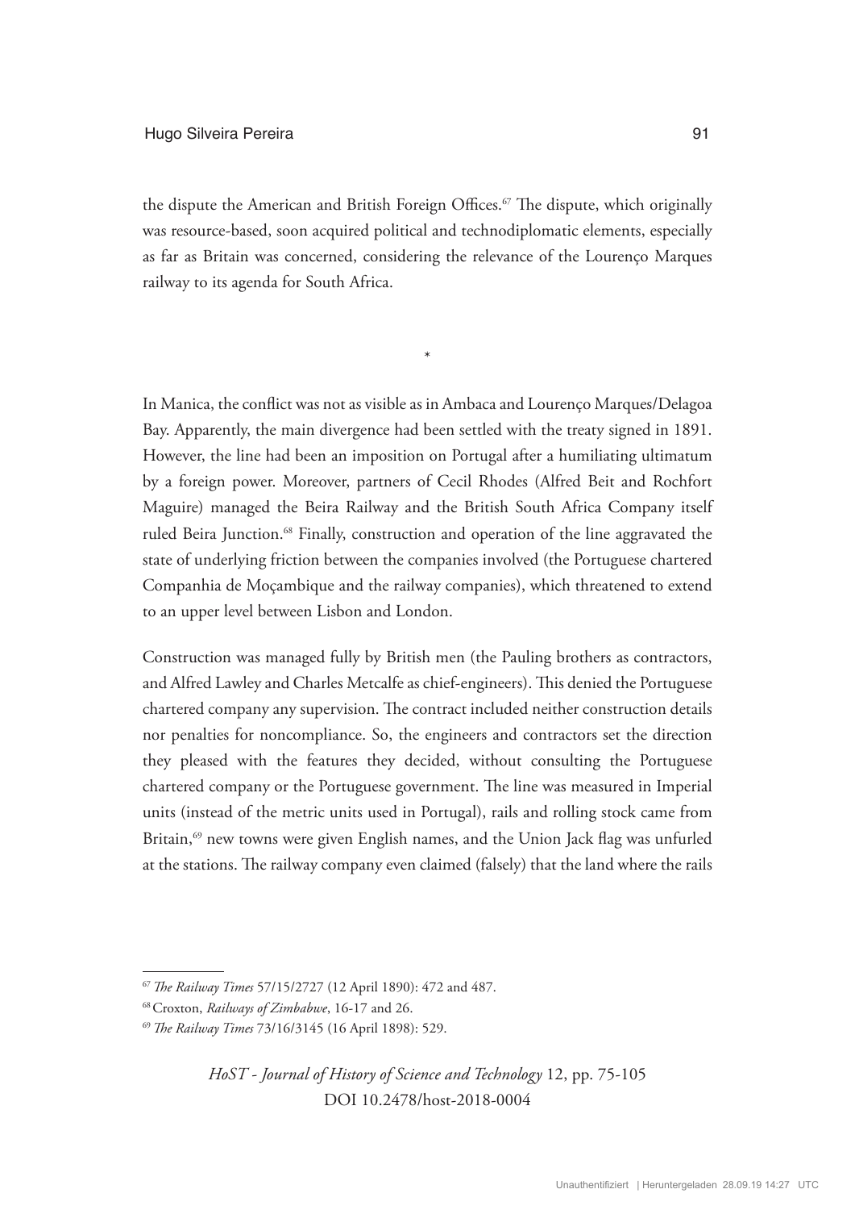the dispute the American and British Foreign Offices.[67] The dispute, which originally was resource-based, soon acquired political and technodiplomatic elements, especially as far as Britain was concerned, considering the relevance of the Lourenço Marques railway to its agenda for South Africa.

*

In Manica, the conflict was not as visible as in Ambaca and Lourenço Marques/Delagoa Bay. Apparently, the main divergence had been settled with the treaty signed in 1891. However, the line had been an imposition on Portugal after a humiliating ultimatum by a foreign power. Moreover, partners of Cecil Rhodes (Alfred Beit and Rochfort Maguire) managed the Beira Railway and the British South Africa Company itself ruled Beira Junction.[68] Finally, construction and operation of the line aggravated the state of underlying friction between the companies involved (the Portuguese chartered Companhia de Moçambique and the railway companies), which threatened to extend to an upper level between Lisbon and London.

Construction was managed fully by British men (the Pauling brothers as contractors, and Alfred Lawley and Charles Metcalfe as chief-engineers). This denied the Portuguese chartered company any supervision. The contract included neither construction details nor penalties for noncompliance. So, the engineers and contractors set the direction they pleased with the features they decided, without consulting the Portuguese chartered company or the Portuguese government. The line was measured in Imperial units (instead of the metric units used in Portugal), rails and rolling stock came from Britain,[69] new towns were given English names, and the Union Jack flag was unfurled at the stations. The railway company even claimed (falsely) that the land where the rails

---

[67] *The Railway Times* 57/15/2727 (12 April 1890): 472 and 487.

[68] Croxton, *Railways of Zimbabwe*, 16-17 and 26.

[69] *The Railway Times* 73/16/3145 (16 April 1898): 529.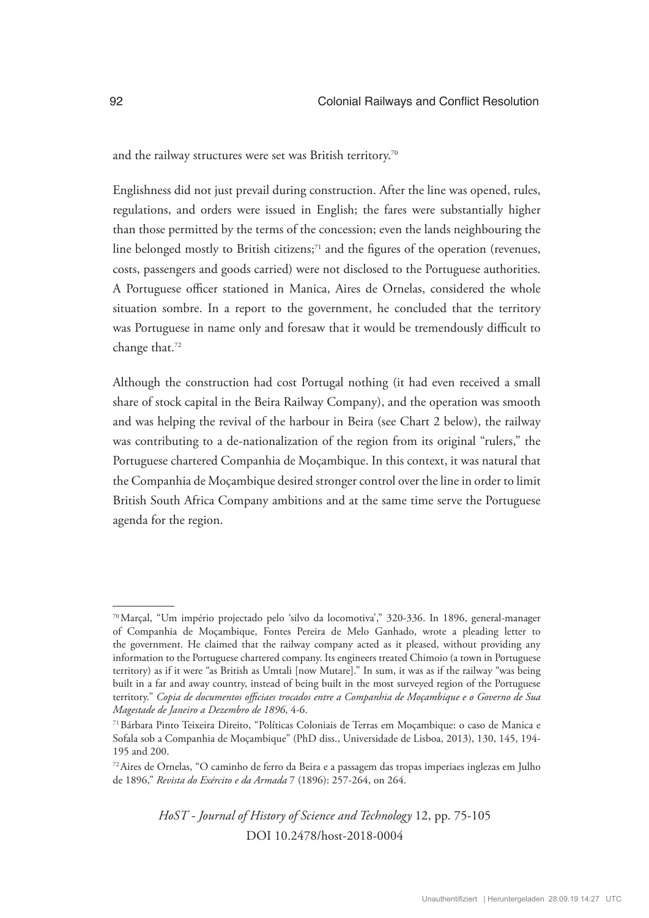and the railway structures were set was British territory.[70]

Englishness did not just prevail during construction. After the line was opened, rules, regulations, and orders were issued in English; the fares were substantially higher than those permitted by the terms of the concession; even the lands neighbouring the line belonged mostly to British citizens;[71] and the figures of the operation (revenues, costs, passengers and goods carried) were not disclosed to the Portuguese authorities. A Portuguese officer stationed in Manica, Aires de Ornelas, considered the whole situation sombre. In a report to the government, he concluded that the territory was Portuguese in name only and foresaw that it would be tremendously difficult to change that.[72]

Although the construction had cost Portugal nothing (it had even received a small share of stock capital in the Beira Railway Company), and the operation was smooth and was helping the revival of the harbour in Beira (see Chart 2 below), the railway was contributing to a de-nationalization of the region from its original "rulers," the Portuguese chartered Companhia de Moçambique. In this context, it was natural that the Companhia de Moçambique desired stronger control over the line in order to limit British South Africa Company ambitions and at the same time serve the Portuguese agenda for the region.

---

[70] Marçal, "Um império projectado pelo 'silvo da locomotiva'," 320-336. In 1896, general-manager of Companhia de Moçambique, Fontes Pereira de Melo Ganhado, wrote a pleading letter to the government. He claimed that the railway company acted as it pleased, without providing any information to the Portuguese chartered company. Its engineers treated Chimoio (a town in Portuguese territory) as if it were "as British as Umtali [now Mutare]." In sum, it was as if the railway "was being built in a far and away country, instead of being built in the most surveyed region of the Portuguese territory." *Copia de documentos officiaes trocados entre a Companhia de Moçambique e o Governo de Sua Magestade de Janeiro a Dezembro de 1896*, 4-6.

[71] Bárbara Pinto Teixeira Direito, "Políticas Coloniais de Terras em Moçambique: o caso de Manica e Sofala sob a Companhia de Moçambique" (PhD diss., Universidade de Lisboa, 2013), 130, 145, 194-195 and 200.

[72] Aires de Ornelas, "O caminho de ferro da Beira e a passagem das tropas imperiaes inglezas em Julho de 1896," *Revista do Exército e da Armada* 7 (1896): 257-264, on 264.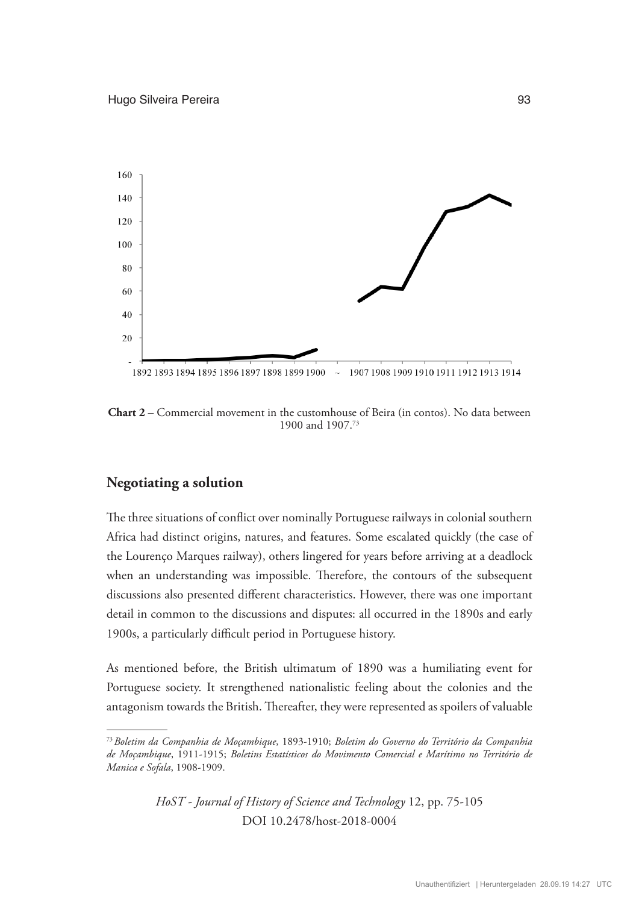**Chart 2 –** Commercial movement in the customhouse of Beira (in contos). No data between 1900 and 1907.[73]

## Negotiating a solution

The three situations of conflict over nominally Portuguese railways in colonial southern Africa had distinct origins, natures, and features. Some escalated quickly (the case of the Lourenço Marques railway), others lingered for years before arriving at a deadlock when an understanding was impossible. Therefore, the contours of the subsequent discussions also presented different characteristics. However, there was one important detail in common to the discussions and disputes: all occurred in the 1890s and early 1900s, a particularly difficult period in Portuguese history.

As mentioned before, the British ultimatum of 1890 was a humiliating event for Portuguese society. It strengthened nationalistic feeling about the colonies and the antagonism towards the British. Thereafter, they were represented as spoilers of valuable

---

[73] *Boletim da Companhia de Moçambique*, 1893-1910; *Boletim do Governo do Território da Companhia de Moçambique*, 1911-1915; *Boletins Estatísticos do Movimento Comercial e Marítimo no Território de Manica e Sofala*, 1908-1909.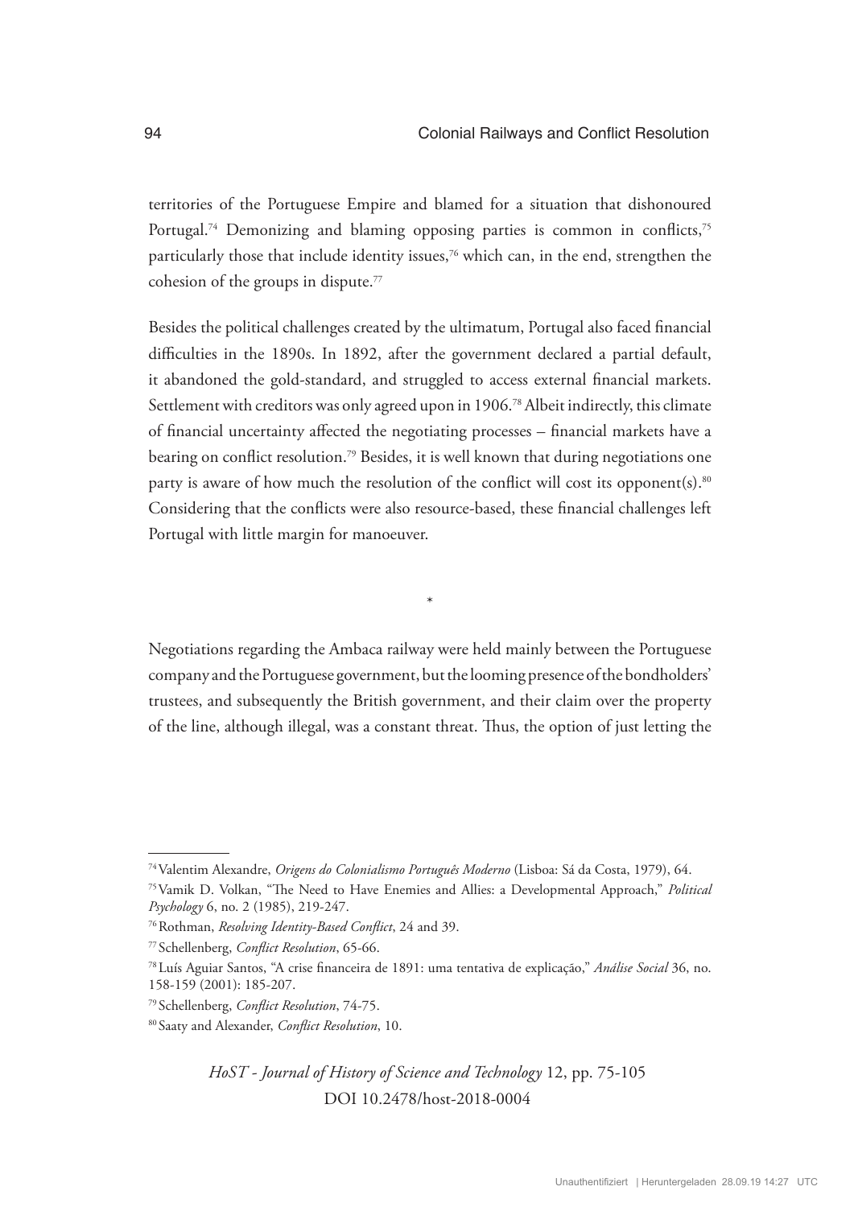territories of the Portuguese Empire and blamed for a situation that dishonoured Portugal.[74] Demonizing and blaming opposing parties is common in conflicts,[75] particularly those that include identity issues,[76] which can, in the end, strengthen the cohesion of the groups in dispute.[77]

Besides the political challenges created by the ultimatum, Portugal also faced financial difficulties in the 1890s. In 1892, after the government declared a partial default, it abandoned the gold-standard, and struggled to access external financial markets. Settlement with creditors was only agreed upon in 1906.[78] Albeit indirectly, this climate of financial uncertainty affected the negotiating processes – financial markets have a bearing on conflict resolution.[79] Besides, it is well known that during negotiations one party is aware of how much the resolution of the conflict will cost its opponent(s).[80] Considering that the conflicts were also resource-based, these financial challenges left Portugal with little margin for manoeuver.

*

Negotiations regarding the Ambaca railway were held mainly between the Portuguese company and the Portuguese government, but the looming presence of the bondholders' trustees, and subsequently the British government, and their claim over the property of the line, although illegal, was a constant threat. Thus, the option of just letting the

---

[74] Valentim Alexandre, *Origens do Colonialismo Português Moderno* (Lisboa: Sá da Costa, 1979), 64.

[75] Vamik D. Volkan, "The Need to Have Enemies and Allies: a Developmental Approach," *Political Psychology* 6, no. 2 (1985), 219-247.

[76] Rothman, *Resolving Identity-Based Conflict*, 24 and 39.

[77] Schellenberg, *Conflict Resolution*, 65-66.

[78] Luís Aguiar Santos, "A crise financeira de 1891: uma tentativa de explicação," *Análise Social* 36, no. 158-159 (2001): 185-207.

[79] Schellenberg, *Conflict Resolution*, 74-75.

[80] Saaty and Alexander, *Conflict Resolution*, 10.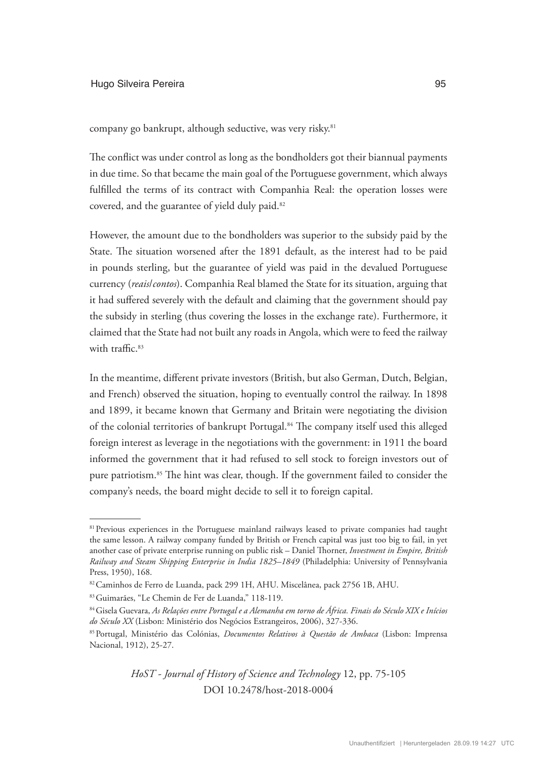company go bankrupt, although seductive, was very risky.[81]

The conflict was under control as long as the bondholders got their biannual payments in due time. So that became the main goal of the Portuguese government, which always fulfilled the terms of its contract with Companhia Real: the operation losses were covered, and the guarantee of yield duly paid.[82]

However, the amount due to the bondholders was superior to the subsidy paid by the State. The situation worsened after the 1891 default, as the interest had to be paid in pounds sterling, but the guarantee of yield was paid in the devalued Portuguese currency (*reais*/*contos*). Companhia Real blamed the State for its situation, arguing that it had suffered severely with the default and claiming that the government should pay the subsidy in sterling (thus covering the losses in the exchange rate). Furthermore, it claimed that the State had not built any roads in Angola, which were to feed the railway with traffic.[83]

In the meantime, different private investors (British, but also German, Dutch, Belgian, and French) observed the situation, hoping to eventually control the railway. In 1898 and 1899, it became known that Germany and Britain were negotiating the division of the colonial territories of bankrupt Portugal.[84] The company itself used this alleged foreign interest as leverage in the negotiations with the government: in 1911 the board informed the government that it had refused to sell stock to foreign investors out of pure patriotism.[85] The hint was clear, though. If the government failed to consider the company's needs, the board might decide to sell it to foreign capital.

---

[81] Previous experiences in the Portuguese mainland railways leased to private companies had taught the same lesson. A railway company funded by British or French capital was just too big to fail, in yet another case of private enterprise running on public risk – Daniel Thorner, *Investment in Empire, British Railway and Steam Shipping Enterprise in India 1825–1849* (Philadelphia: University of Pennsylvania Press, 1950), 168.

[82] Caminhos de Ferro de Luanda, pack 299 1H, AHU. Miscelânea, pack 2756 1B, AHU.

[83] Guimarães, "Le Chemin de Fer de Luanda," 118-119.

[84] Gisela Guevara, *As Relações entre Portugal e a Alemanha em torno de África. Finais do Século XIX e Inícios do Século XX* (Lisbon: Ministério dos Negócios Estrangeiros, 2006), 327-336.

[85] Portugal, Ministério das Colónias, *Documentos Relativos à Questão de Ambaca* (Lisbon: Imprensa Nacional, 1912), 25-27.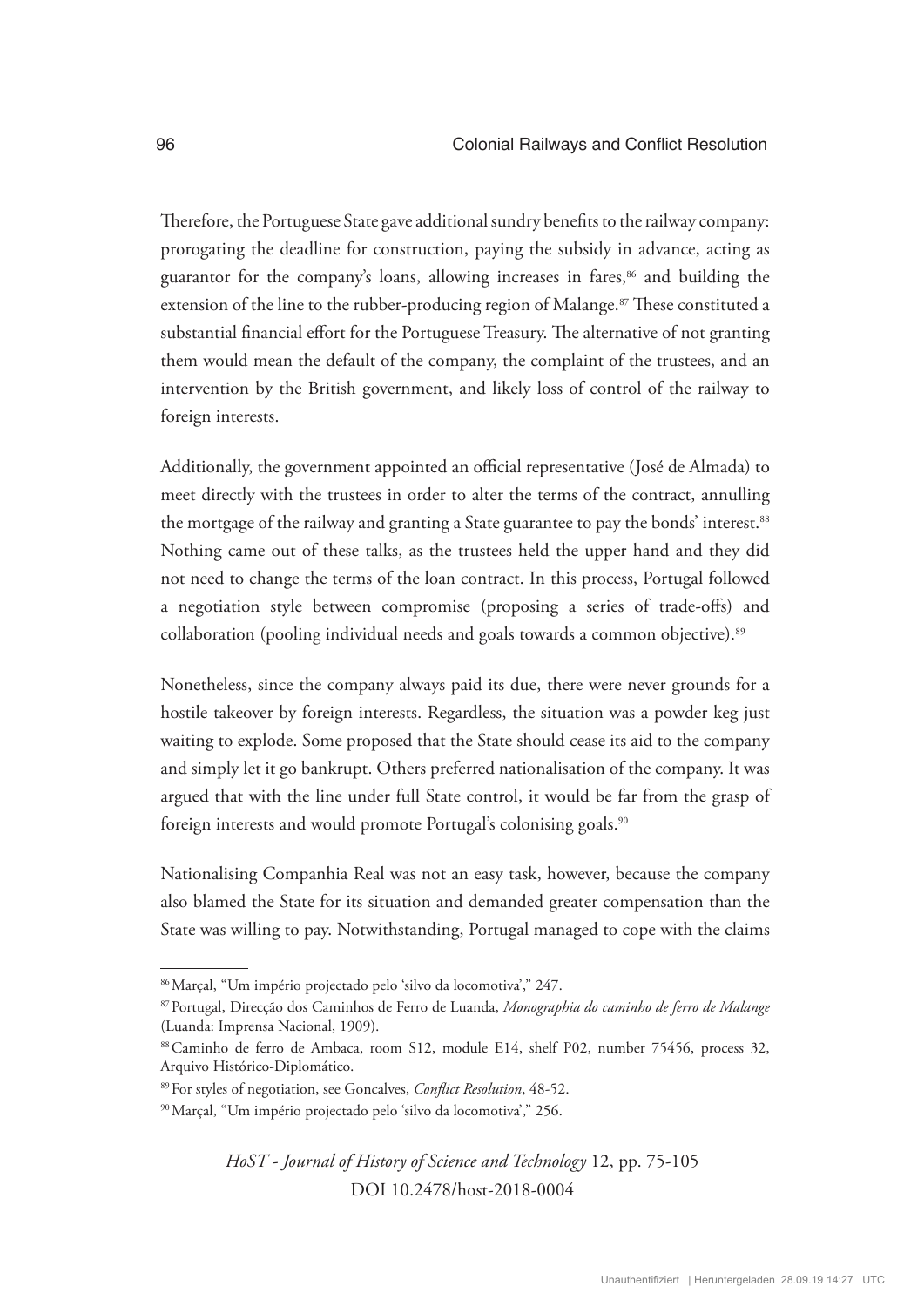Therefore, the Portuguese State gave additional sundry benefits to the railway company: prorogating the deadline for construction, paying the subsidy in advance, acting as guarantor for the company's loans, allowing increases in fares,[86] and building the extension of the line to the rubber-producing region of Malange.[87] These constituted a substantial financial effort for the Portuguese Treasury. The alternative of not granting them would mean the default of the company, the complaint of the trustees, and an intervention by the British government, and likely loss of control of the railway to foreign interests.

Additionally, the government appointed an official representative (José de Almada) to meet directly with the trustees in order to alter the terms of the contract, annulling the mortgage of the railway and granting a State guarantee to pay the bonds' interest.[88] Nothing came out of these talks, as the trustees held the upper hand and they did not need to change the terms of the loan contract. In this process, Portugal followed a negotiation style between compromise (proposing a series of trade-offs) and collaboration (pooling individual needs and goals towards a common objective).[89]

Nonetheless, since the company always paid its due, there were never grounds for a hostile takeover by foreign interests. Regardless, the situation was a powder keg just waiting to explode. Some proposed that the State should cease its aid to the company and simply let it go bankrupt. Others preferred nationalisation of the company. It was argued that with the line under full State control, it would be far from the grasp of foreign interests and would promote Portugal's colonising goals.[90]

Nationalising Companhia Real was not an easy task, however, because the company also blamed the State for its situation and demanded greater compensation than the State was willing to pay. Notwithstanding, Portugal managed to cope with the claims

---

[86] Marçal, "Um império projectado pelo 'silvo da locomotiva'," 247.

[87] Portugal, Direcção dos Caminhos de Ferro de Luanda, *Monographia do caminho de ferro de Malange* (Luanda: Imprensa Nacional, 1909).

[88] Caminho de ferro de Ambaca, room S12, module E14, shelf P02, number 75456, process 32, Arquivo Histórico-Diplomático.

[89] For styles of negotiation, see Goncalves, *Conflict Resolution*, 48-52.

[90] Marçal, "Um império projectado pelo 'silvo da locomotiva'," 256.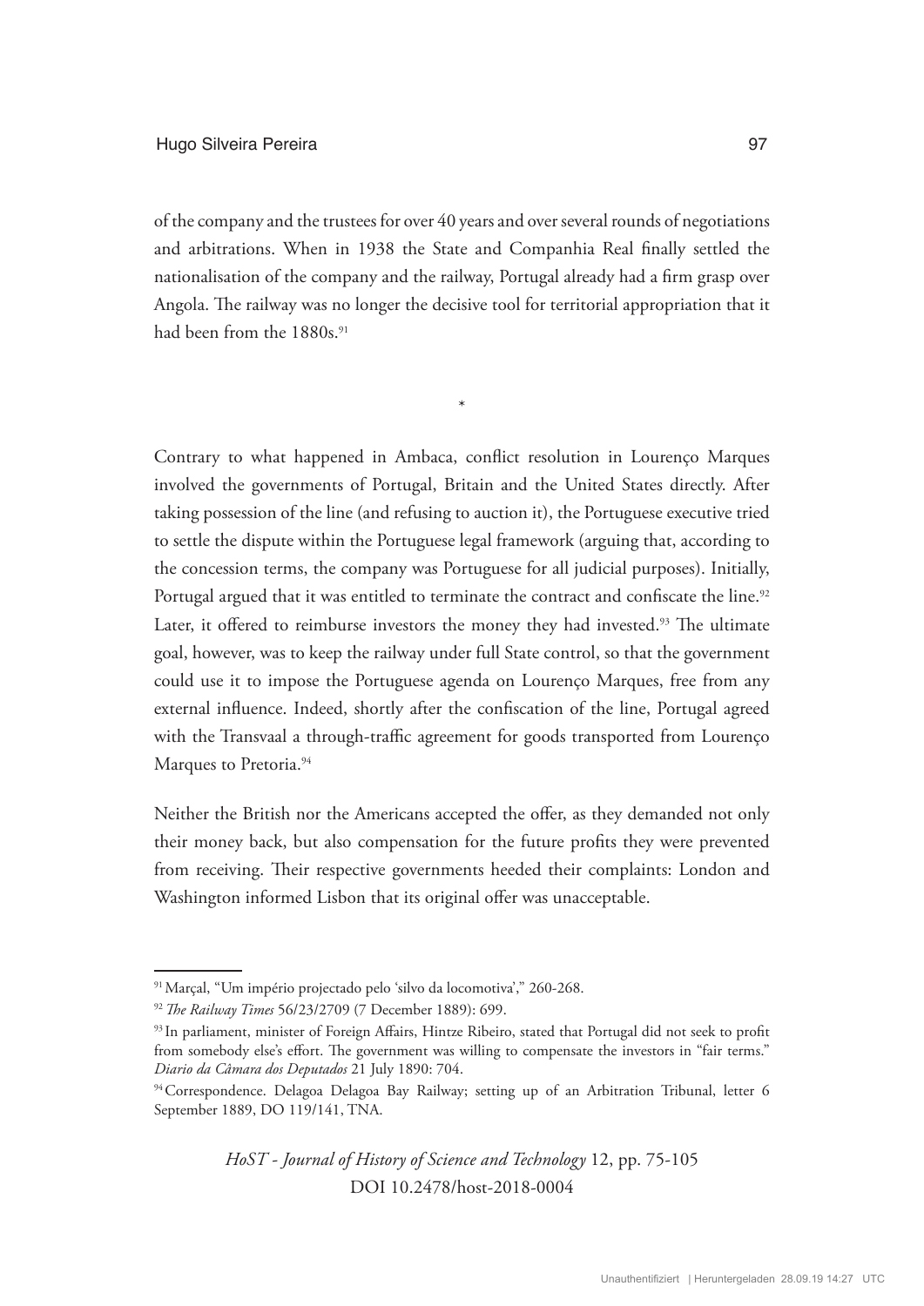of the company and the trustees for over 40 years and over several rounds of negotiations and arbitrations. When in 1938 the State and Companhia Real finally settled the nationalisation of the company and the railway, Portugal already had a firm grasp over Angola. The railway was no longer the decisive tool for territorial appropriation that it had been from the 1880s.[91]

*

Contrary to what happened in Ambaca, conflict resolution in Lourenço Marques involved the governments of Portugal, Britain and the United States directly. After taking possession of the line (and refusing to auction it), the Portuguese executive tried to settle the dispute within the Portuguese legal framework (arguing that, according to the concession terms, the company was Portuguese for all judicial purposes). Initially, Portugal argued that it was entitled to terminate the contract and confiscate the line.[92] Later, it offered to reimburse investors the money they had invested.[93] The ultimate goal, however, was to keep the railway under full State control, so that the government could use it to impose the Portuguese agenda on Lourenço Marques, free from any external influence. Indeed, shortly after the confiscation of the line, Portugal agreed with the Transvaal a through-traffic agreement for goods transported from Lourenço Marques to Pretoria.[94]

Neither the British nor the Americans accepted the offer, as they demanded not only their money back, but also compensation for the future profits they were prevented from receiving. Their respective governments heeded their complaints: London and Washington informed Lisbon that its original offer was unacceptable.

---

[91] Marçal, "Um império projectado pelo 'silvo da locomotiva'," 260-268.

[92] *The Railway Times* 56/23/2709 (7 December 1889): 699.

[93] In parliament, minister of Foreign Affairs, Hintze Ribeiro, stated that Portugal did not seek to profit from somebody else's effort. The government was willing to compensate the investors in "fair terms." *Diario da Câmara dos Deputados* 21 July 1890: 704.

[94] Correspondence. Delagoa Delagoa Bay Railway; setting up of an Arbitration Tribunal, letter 6 September 1889, DO 119/141, TNA.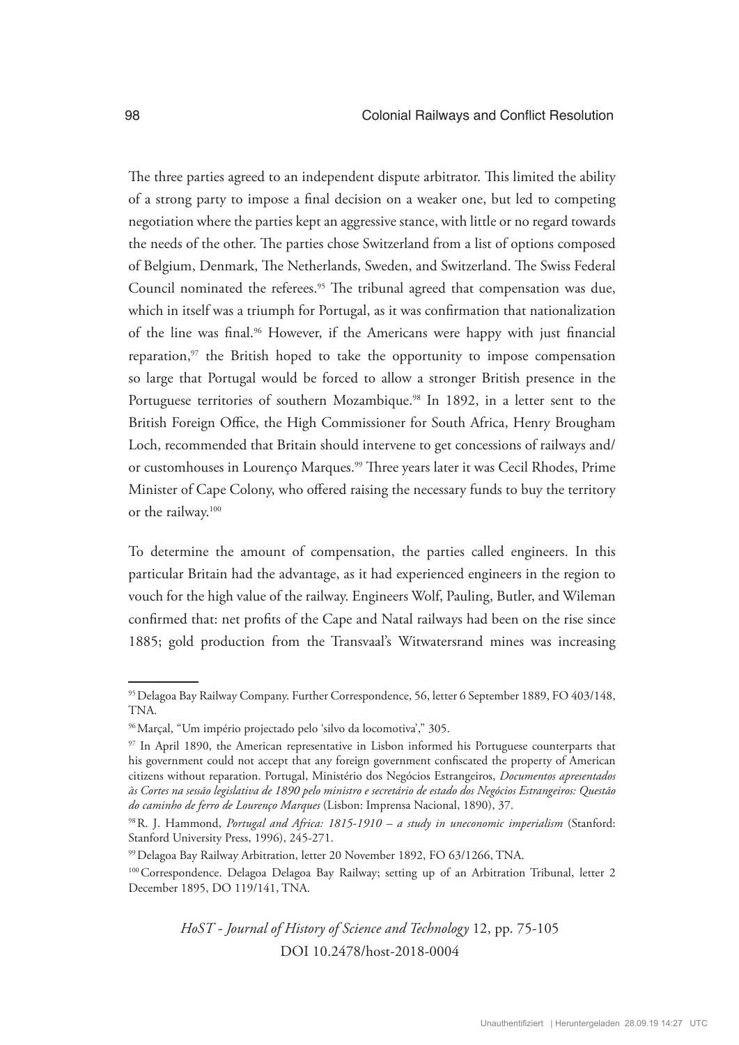The three parties agreed to an independent dispute arbitrator. This limited the ability of a strong party to impose a final decision on a weaker one, but led to competing negotiation where the parties kept an aggressive stance, with little or no regard towards the needs of the other. The parties chose Switzerland from a list of options composed of Belgium, Denmark, The Netherlands, Sweden, and Switzerland. The Swiss Federal Council nominated the referees.[95] The tribunal agreed that compensation was due, which in itself was a triumph for Portugal, as it was confirmation that nationalization of the line was final.[96] However, if the Americans were happy with just financial reparation,[97] the British hoped to take the opportunity to impose compensation so large that Portugal would be forced to allow a stronger British presence in the Portuguese territories of southern Mozambique.[98] In 1892, in a letter sent to the British Foreign Office, the High Commissioner for South Africa, Henry Brougham Loch, recommended that Britain should intervene to get concessions of railways and/ or customhouses in Lourenço Marques.[99] Three years later it was Cecil Rhodes, Prime Minister of Cape Colony, who offered raising the necessary funds to buy the territory or the railway.[100]

To determine the amount of compensation, the parties called engineers. In this particular Britain had the advantage, as it had experienced engineers in the region to vouch for the high value of the railway. Engineers Wolf, Pauling, Butler, and Wileman confirmed that: net profits of the Cape and Natal railways had been on the rise since 1885; gold production from the Transvaal's Witwatersrand mines was increasing

---

[95] Delagoa Bay Railway Company. Further Correspondence, 56, letter 6 September 1889, FO 403/148, TNA.

[96] Marçal, "Um império projectado pelo 'silvo da locomotiva'," 305.

[97] In April 1890, the American representative in Lisbon informed his Portuguese counterparts that his government could not accept that any foreign government confiscated the property of American citizens without reparation. Portugal, Ministério dos Negócios Estrangeiros, *Documentos apresentados às Cortes na sessão legislativa de 1890 pelo ministro e secretário de estado dos Negócios Estrangeiros: Questão do caminho de ferro de Lourenço Marques* (Lisbon: Imprensa Nacional, 1890), 37.

[98] R. J. Hammond, *Portugal and Africa: 1815-1910 – a study in uneconomic imperialism* (Stanford: Stanford University Press, 1996), 245-271.

[99] Delagoa Bay Railway Arbitration, letter 20 November 1892, FO 63/1266, TNA.

[100] Correspondence. Delagoa Delagoa Bay Railway; setting up of an Arbitration Tribunal, letter 2 December 1895, DO 119/141, TNA.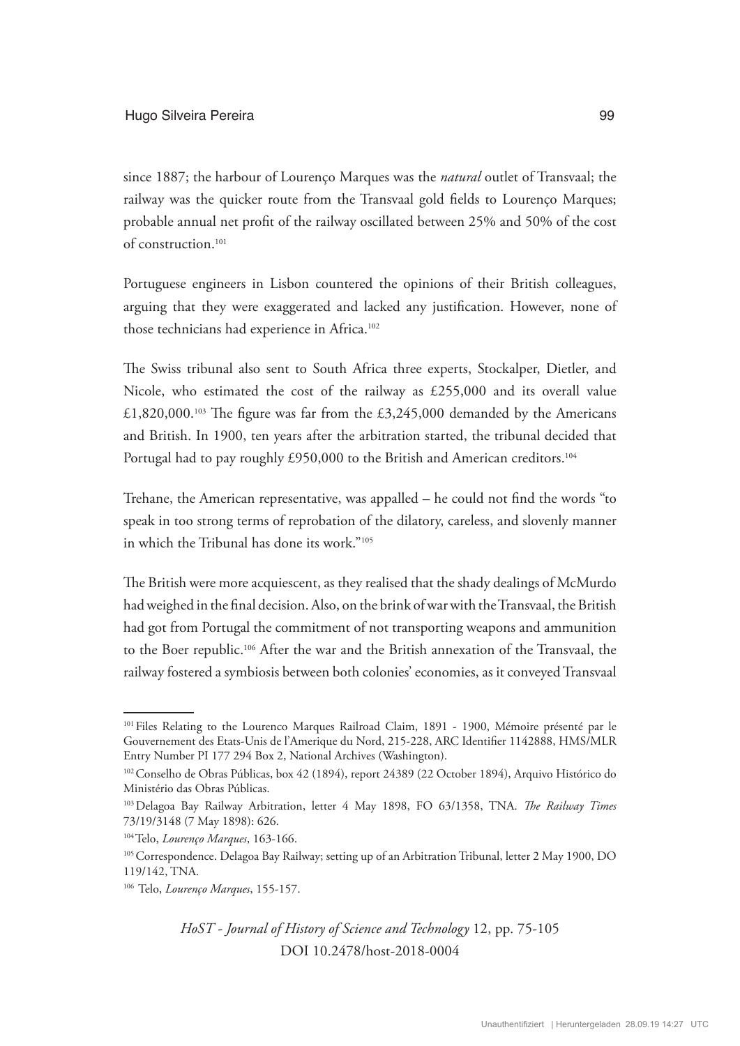since 1887; the harbour of Lourenço Marques was the *natural* outlet of Transvaal; the railway was the quicker route from the Transvaal gold fields to Lourenço Marques; probable annual net profit of the railway oscillated between 25% and 50% of the cost of construction.[101]

Portuguese engineers in Lisbon countered the opinions of their British colleagues, arguing that they were exaggerated and lacked any justification. However, none of those technicians had experience in Africa.[102]

The Swiss tribunal also sent to South Africa three experts, Stockalper, Dietler, and Nicole, who estimated the cost of the railway as £255,000 and its overall value £1,820,000.[103] The figure was far from the £3,245,000 demanded by the Americans and British. In 1900, ten years after the arbitration started, the tribunal decided that Portugal had to pay roughly £950,000 to the British and American creditors.[104]

Trehane, the American representative, was appalled – he could not find the words "to speak in too strong terms of reprobation of the dilatory, careless, and slovenly manner in which the Tribunal has done its work."[105]

The British were more acquiescent, as they realised that the shady dealings of McMurdo had weighed in the final decision. Also, on the brink of war with the Transvaal, the British had got from Portugal the commitment of not transporting weapons and ammunition to the Boer republic.[106] After the war and the British annexation of the Transvaal, the railway fostered a symbiosis between both colonies' economies, as it conveyed Transvaal

---

[101] Files Relating to the Lourenco Marques Railroad Claim, 1891 - 1900, Mémoire présenté par le Gouvernement des Etats-Unis de l'Amerique du Nord, 215-228, ARC Identifier 1142888, HMS/MLR Entry Number PI 177 294 Box 2, National Archives (Washington).

[102] Conselho de Obras Públicas, box 42 (1894), report 24389 (22 October 1894), Arquivo Histórico do Ministério das Obras Públicas.

[103] Delagoa Bay Railway Arbitration, letter 4 May 1898, FO 63/1358, TNA. *The Railway Times* 73/19/3148 (7 May 1898): 626.

[104] Telo, *Lourenço Marques*, 163-166.

[105] Correspondence. Delagoa Bay Railway; setting up of an Arbitration Tribunal, letter 2 May 1900, DO 119/142, TNA.

[106] Telo, *Lourenço Marques*, 155-157.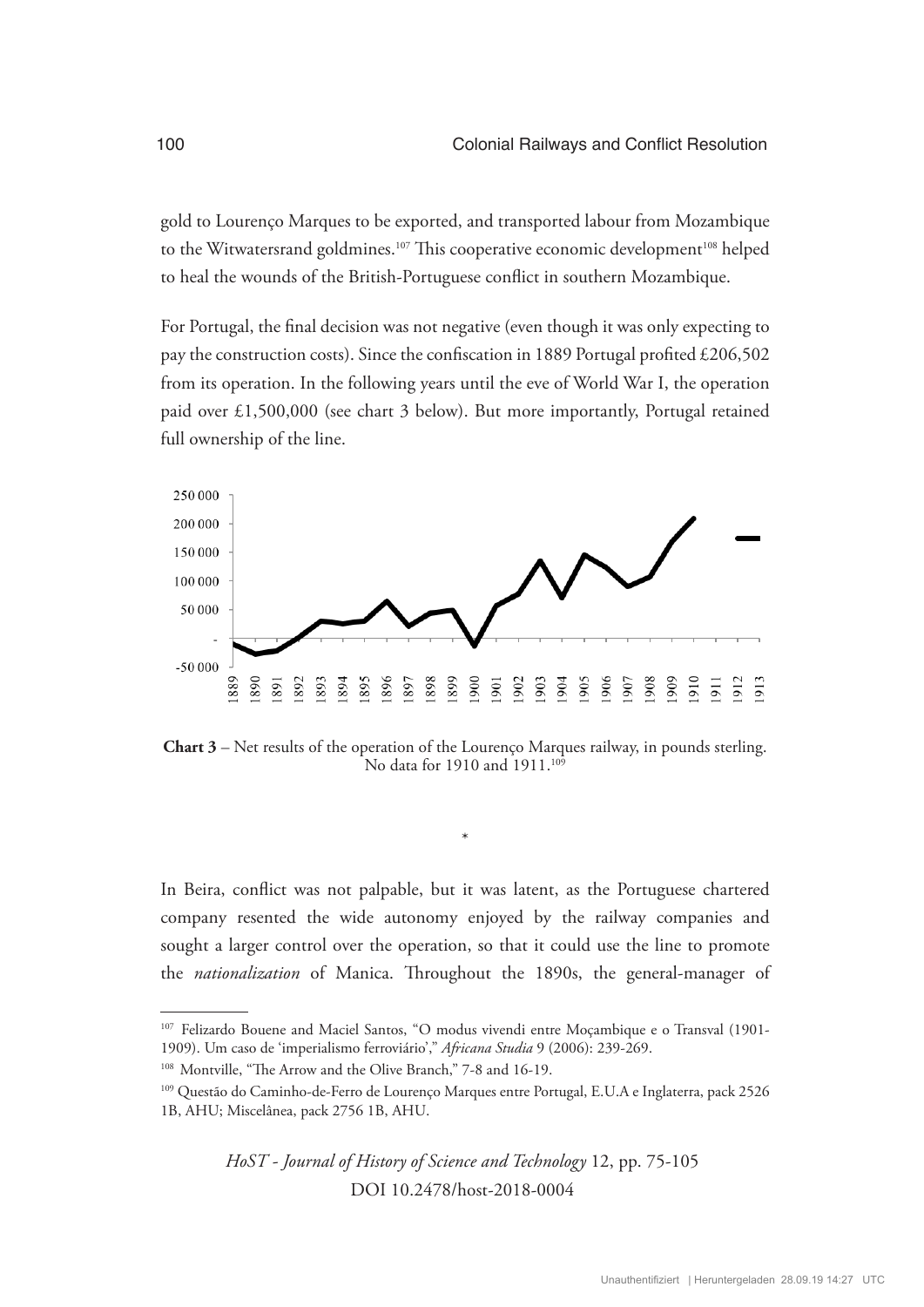gold to Lourenço Marques to be exported, and transported labour from Mozambique to the Witwatersrand goldmines.[107] This cooperative economic development[108] helped to heal the wounds of the British-Portuguese conflict in southern Mozambique.

For Portugal, the final decision was not negative (even though it was only expecting to pay the construction costs). Since the confiscation in 1889 Portugal profited £206,502 from its operation. In the following years until the eve of World War I, the operation paid over £1,500,000 (see chart 3 below). But more importantly, Portugal retained full ownership of the line.

**Chart 3** – Net results of the operation of the Lourenço Marques railway, in pounds sterling. No data for 1910 and 1911.[109]

\*

In Beira, conflict was not palpable, but it was latent, as the Portuguese chartered company resented the wide autonomy enjoyed by the railway companies and sought a larger control over the operation, so that it could use the line to promote the *nationalization* of Manica. Throughout the 1890s, the general-manager of

---

[107] Felizardo Bouene and Maciel Santos, "O modus vivendi entre Moçambique e o Transval (1901-1909). Um caso de 'imperialismo ferroviário'," *Africana Studia* 9 (2006): 239-269.

[108] Montville, "The Arrow and the Olive Branch," 7-8 and 16-19.

[109] Questão do Caminho-de-Ferro de Lourenço Marques entre Portugal, E.U.A e Inglaterra, pack 2526 1B, AHU; Miscelânea, pack 2756 1B, AHU.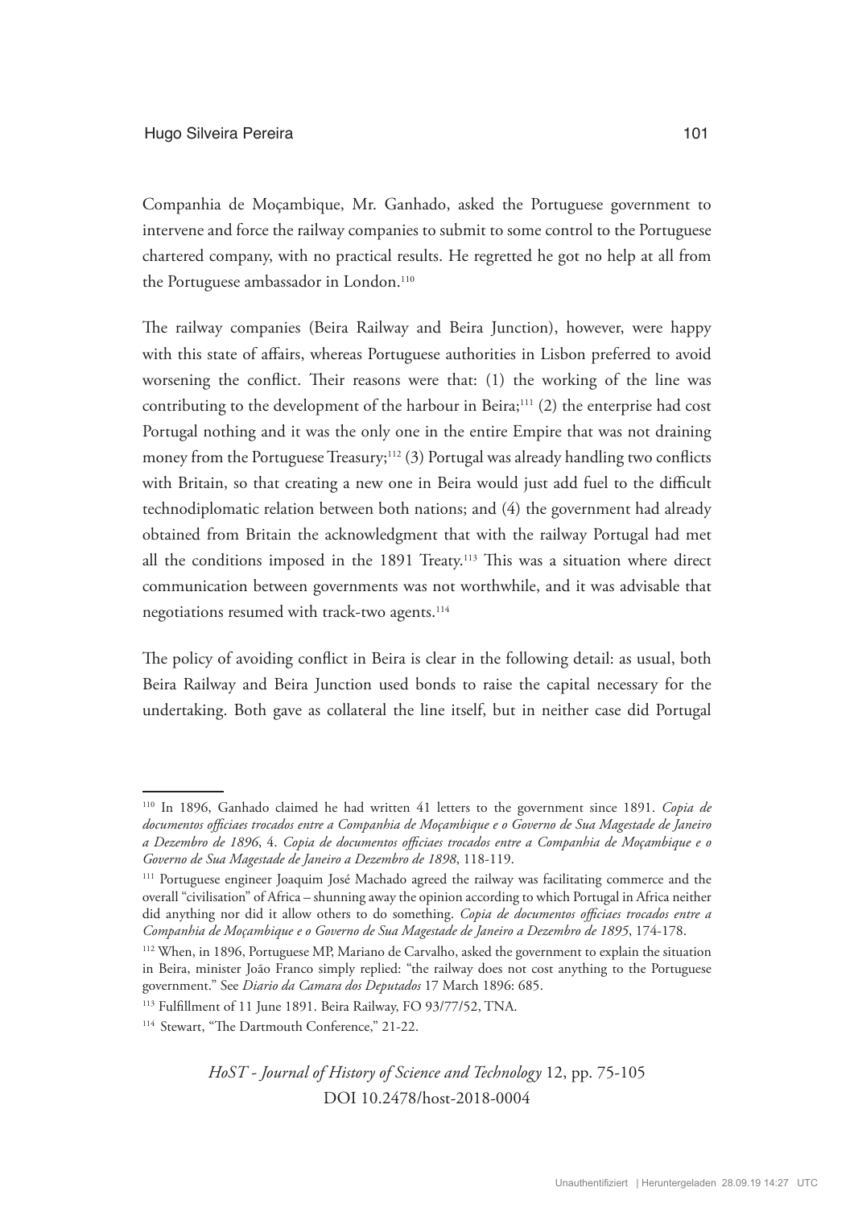Companhia de Moçambique, Mr. Ganhado, asked the Portuguese government to intervene and force the railway companies to submit to some control to the Portuguese chartered company, with no practical results. He regretted he got no help at all from the Portuguese ambassador in London.[110]

The railway companies (Beira Railway and Beira Junction), however, were happy with this state of affairs, whereas Portuguese authorities in Lisbon preferred to avoid worsening the conflict. Their reasons were that: (1) the working of the line was contributing to the development of the harbour in Beira;[111] (2) the enterprise had cost Portugal nothing and it was the only one in the entire Empire that was not draining money from the Portuguese Treasury;[112] (3) Portugal was already handling two conflicts with Britain, so that creating a new one in Beira would just add fuel to the difficult technodiplomatic relation between both nations; and (4) the government had already obtained from Britain the acknowledgment that with the railway Portugal had met all the conditions imposed in the 1891 Treaty.[113] This was a situation where direct communication between governments was not worthwhile, and it was advisable that negotiations resumed with track-two agents.[114]

The policy of avoiding conflict in Beira is clear in the following detail: as usual, both Beira Railway and Beira Junction used bonds to raise the capital necessary for the undertaking. Both gave as collateral the line itself, but in neither case did Portugal

---

[110] In 1896, Ganhado claimed he had written 41 letters to the government since 1891. *Copia de documentos officiaes trocados entre a Companhia de Moçambique e o Governo de Sua Magestade de Janeiro a Dezembro de 1896*, 4. *Copia de documentos officiaes trocados entre a Companhia de Moçambique e o Governo de Sua Magestade de Janeiro a Dezembro de 1898*, 118-119.

[111] Portuguese engineer Joaquim José Machado agreed the railway was facilitating commerce and the overall "civilisation" of Africa – shunning away the opinion according to which Portugal in Africa neither did anything nor did it allow others to do something. *Copia de documentos officiaes trocados entre a Companhia de Moçambique e o Governo de Sua Magestade de Janeiro a Dezembro de 1895*, 174-178.

[112] When, in 1896, Portuguese MP, Mariano de Carvalho, asked the government to explain the situation in Beira, minister João Franco simply replied: "the railway does not cost anything to the Portuguese government." See *Diario da Camara dos Deputados* 17 March 1896: 685.

[113] Fulfillment of 11 June 1891. Beira Railway, FO 93/77/52, TNA.

[114] Stewart, "The Dartmouth Conference," 21-22.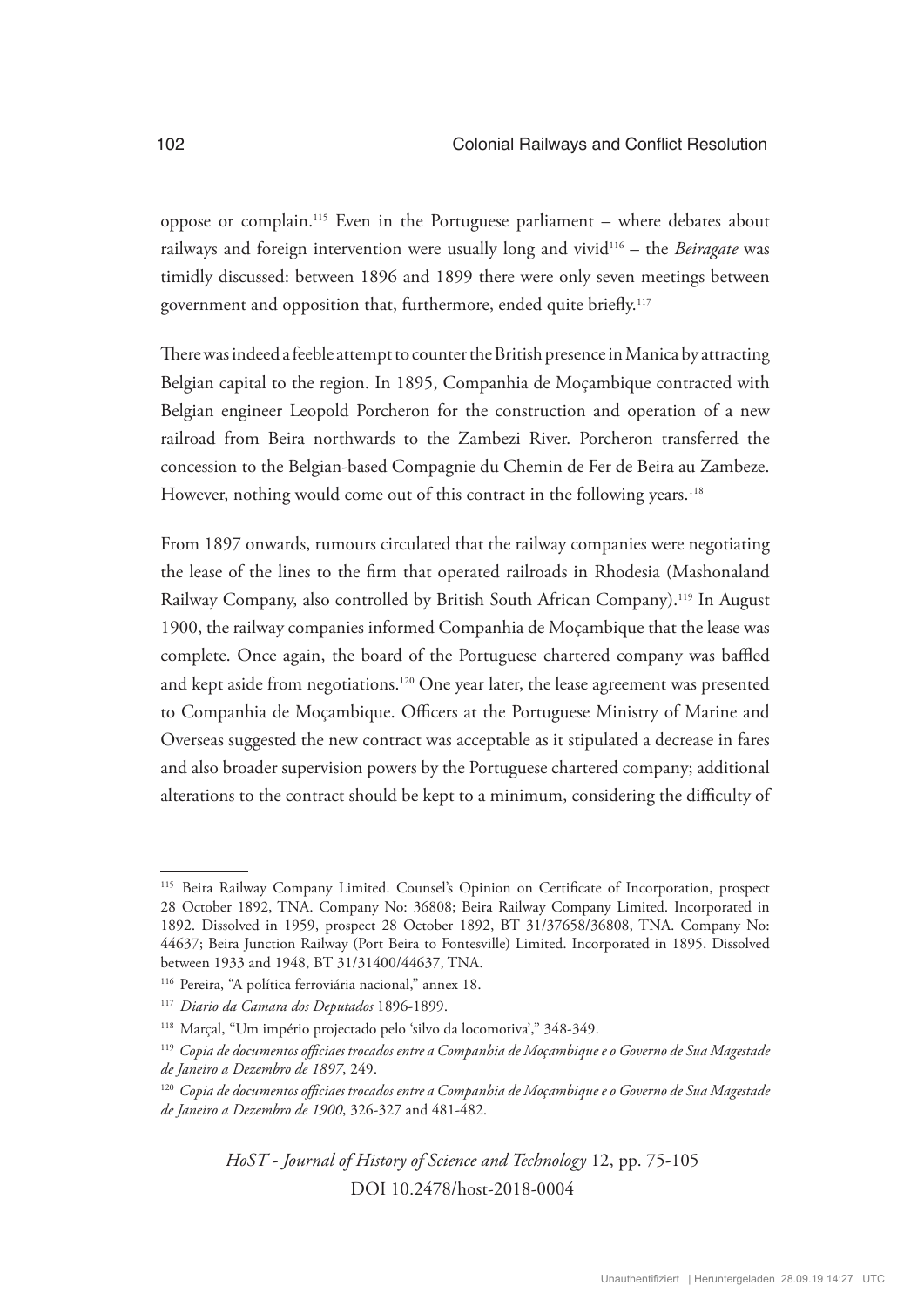oppose or complain.[115] Even in the Portuguese parliament – where debates about railways and foreign intervention were usually long and vivid[116] – the *Beiragate* was timidly discussed: between 1896 and 1899 there were only seven meetings between government and opposition that, furthermore, ended quite briefly.[117]

There was indeed a feeble attempt to counter the British presence in Manica by attracting Belgian capital to the region. In 1895, Companhia de Moçambique contracted with Belgian engineer Leopold Porcheron for the construction and operation of a new railroad from Beira northwards to the Zambezi River. Porcheron transferred the concession to the Belgian-based Compagnie du Chemin de Fer de Beira au Zambeze. However, nothing would come out of this contract in the following years.[118]

From 1897 onwards, rumours circulated that the railway companies were negotiating the lease of the lines to the firm that operated railroads in Rhodesia (Mashonaland Railway Company, also controlled by British South African Company).[119] In August 1900, the railway companies informed Companhia de Moçambique that the lease was complete. Once again, the board of the Portuguese chartered company was baffled and kept aside from negotiations.[120] One year later, the lease agreement was presented to Companhia de Moçambique. Officers at the Portuguese Ministry of Marine and Overseas suggested the new contract was acceptable as it stipulated a decrease in fares and also broader supervision powers by the Portuguese chartered company; additional alterations to the contract should be kept to a minimum, considering the difficulty of

---

[115] Beira Railway Company Limited. Counsel's Opinion on Certificate of Incorporation, prospect 28 October 1892, TNA. Company No: 36808; Beira Railway Company Limited. Incorporated in 1892. Dissolved in 1959, prospect 28 October 1892, BT 31/37658/36808, TNA. Company No: 44637; Beira Junction Railway (Port Beira to Fontesville) Limited. Incorporated in 1895. Dissolved between 1933 and 1948, BT 31/31400/44637, TNA.

[116] Pereira, "A política ferroviária nacional," annex 18.

[117] *Diario da Camara dos Deputados* 1896-1899.

[118] Marçal, "Um império projectado pelo 'silvo da locomotiva'," 348-349.

[119] *Copia de documentos officiaes trocados entre a Companhia de Moçambique e o Governo de Sua Magestade de Janeiro a Dezembro de 1897*, 249.

[120] *Copia de documentos officiaes trocados entre a Companhia de Moçambique e o Governo de Sua Magestade de Janeiro a Dezembro de 1900*, 326-327 and 481-482.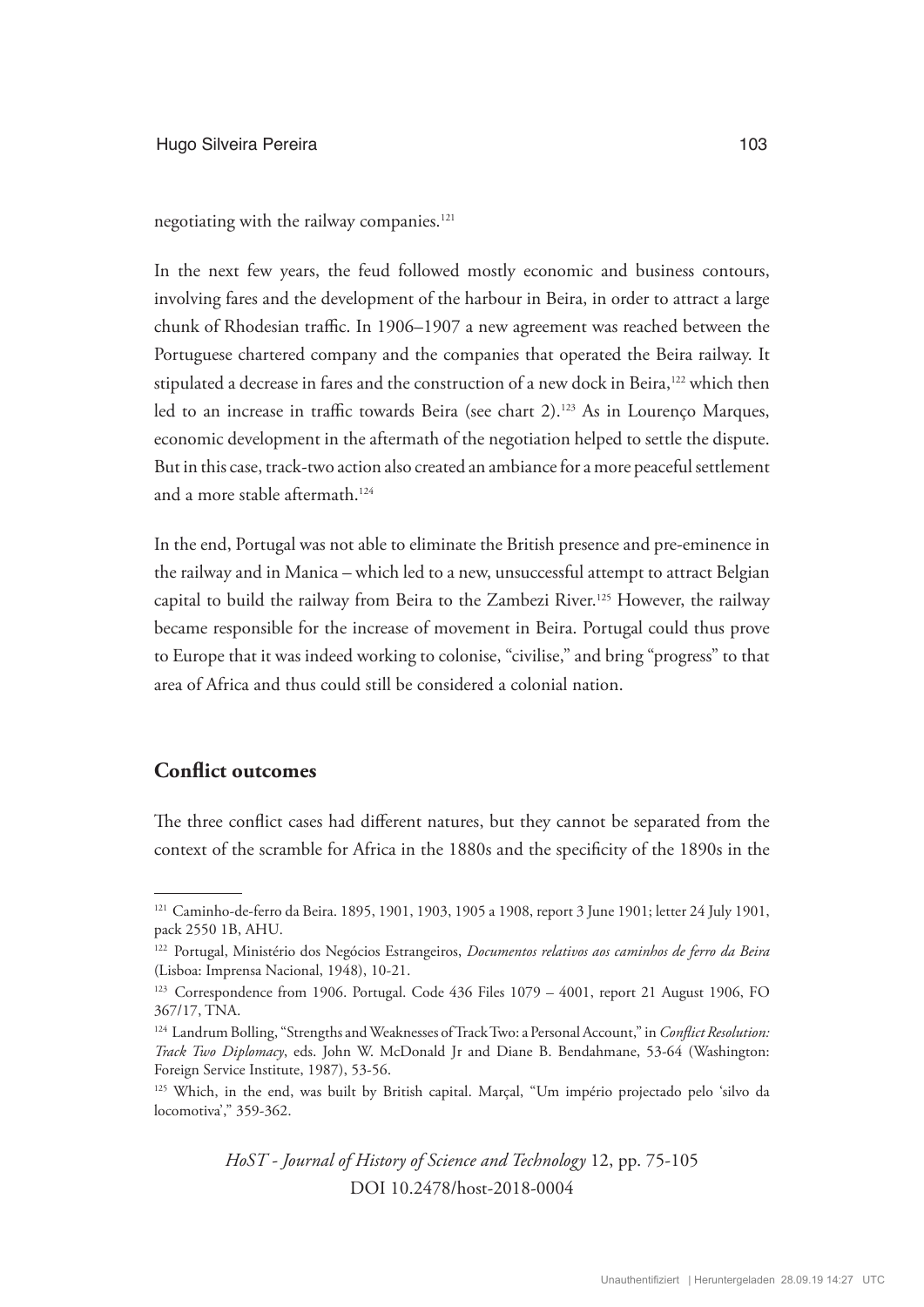negotiating with the railway companies.[121]

In the next few years, the feud followed mostly economic and business contours, involving fares and the development of the harbour in Beira, in order to attract a large chunk of Rhodesian traffic. In 1906–1907 a new agreement was reached between the Portuguese chartered company and the companies that operated the Beira railway. It stipulated a decrease in fares and the construction of a new dock in Beira,[122] which then led to an increase in traffic towards Beira (see chart 2).[123] As in Lourenço Marques, economic development in the aftermath of the negotiation helped to settle the dispute. But in this case, track-two action also created an ambiance for a more peaceful settlement and a more stable aftermath.[124]

In the end, Portugal was not able to eliminate the British presence and pre-eminence in the railway and in Manica – which led to a new, unsuccessful attempt to attract Belgian capital to build the railway from Beira to the Zambezi River.[125] However, the railway became responsible for the increase of movement in Beira. Portugal could thus prove to Europe that it was indeed working to colonise, "civilise," and bring "progress" to that area of Africa and thus could still be considered a colonial nation.

## Conflict outcomes

The three conflict cases had different natures, but they cannot be separated from the context of the scramble for Africa in the 1880s and the specificity of the 1890s in the

---

[121] Caminho-de-ferro da Beira. 1895, 1901, 1903, 1905 a 1908, report 3 June 1901; letter 24 July 1901, pack 2550 1B, AHU.

[122] Portugal, Ministério dos Negócios Estrangeiros, *Documentos relativos aos caminhos de ferro da Beira* (Lisboa: Imprensa Nacional, 1948), 10-21.

[123] Correspondence from 1906. Portugal. Code 436 Files 1079 – 4001, report 21 August 1906, FO 367/17, TNA.

[124] Landrum Bolling, "Strengths and Weaknesses of Track Two: a Personal Account," in *Conflict Resolution: Track Two Diplomacy*, eds. John W. McDonald Jr and Diane B. Bendahmane, 53-64 (Washington: Foreign Service Institute, 1987), 53-56.

[125] Which, in the end, was built by British capital. Marçal, "Um império projectado pelo 'silvo da locomotiva'," 359-362.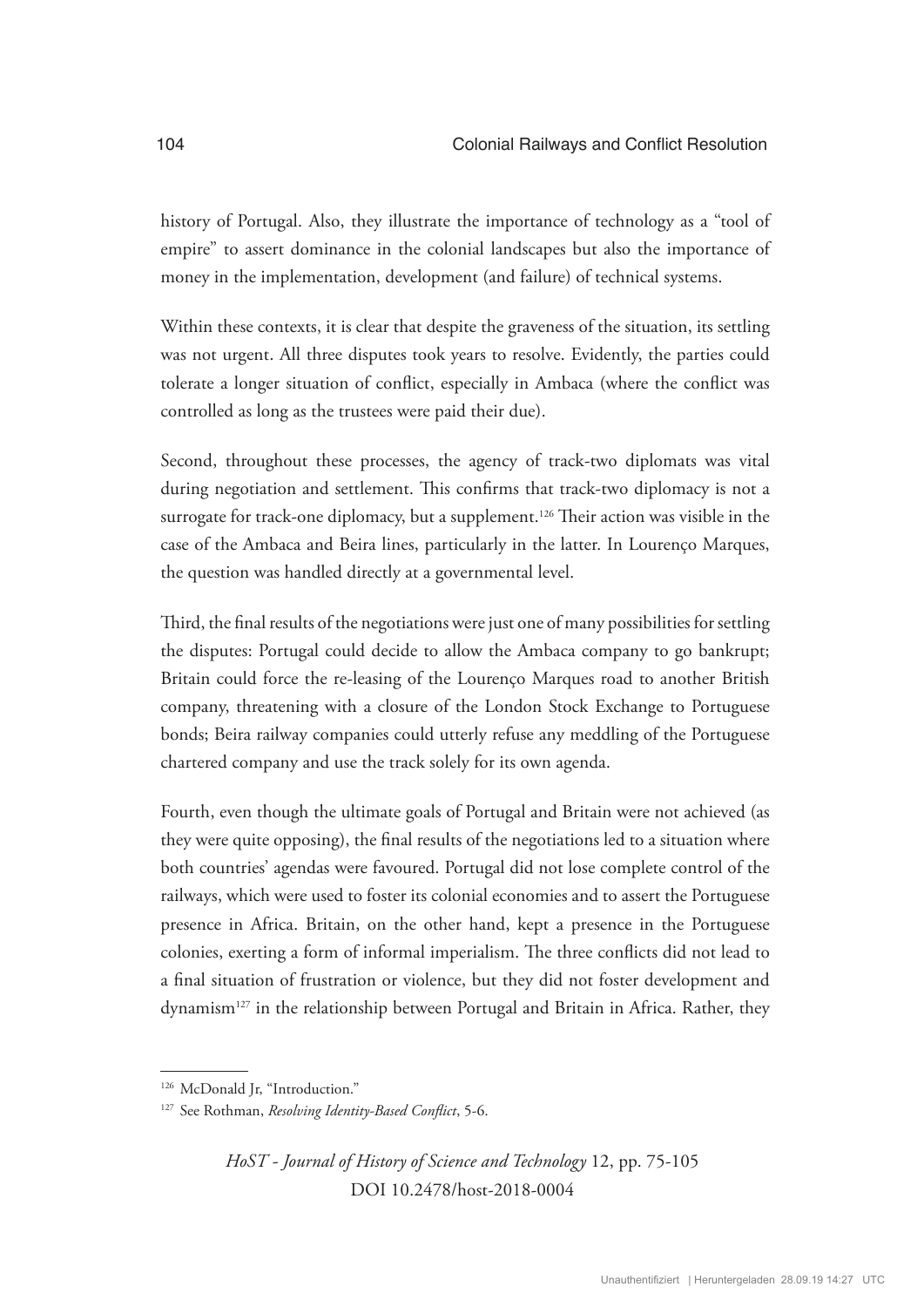history of Portugal. Also, they illustrate the importance of technology as a "tool of empire" to assert dominance in the colonial landscapes but also the importance of money in the implementation, development (and failure) of technical systems.

Within these contexts, it is clear that despite the graveness of the situation, its settling was not urgent. All three disputes took years to resolve. Evidently, the parties could tolerate a longer situation of conflict, especially in Ambaca (where the conflict was controlled as long as the trustees were paid their due).

Second, throughout these processes, the agency of track-two diplomats was vital during negotiation and settlement. This confirms that track-two diplomacy is not a surrogate for track-one diplomacy, but a supplement.[126] Their action was visible in the case of the Ambaca and Beira lines, particularly in the latter. In Lourenço Marques, the question was handled directly at a governmental level.

Third, the final results of the negotiations were just one of many possibilities for settling the disputes: Portugal could decide to allow the Ambaca company to go bankrupt; Britain could force the re-leasing of the Lourenço Marques road to another British company, threatening with a closure of the London Stock Exchange to Portuguese bonds; Beira railway companies could utterly refuse any meddling of the Portuguese chartered company and use the track solely for its own agenda.

Fourth, even though the ultimate goals of Portugal and Britain were not achieved (as they were quite opposing), the final results of the negotiations led to a situation where both countries' agendas were favoured. Portugal did not lose complete control of the railways, which were used to foster its colonial economies and to assert the Portuguese presence in Africa. Britain, on the other hand, kept a presence in the Portuguese colonies, exerting a form of informal imperialism. The three conflicts did not lead to a final situation of frustration or violence, but they did not foster development and dynamism[127] in the relationship between Portugal and Britain in Africa. Rather, they

[126] McDonald Jr, "Introduction."

[127] See Rothman, *Resolving Identity-Based Conflict*, 5-6.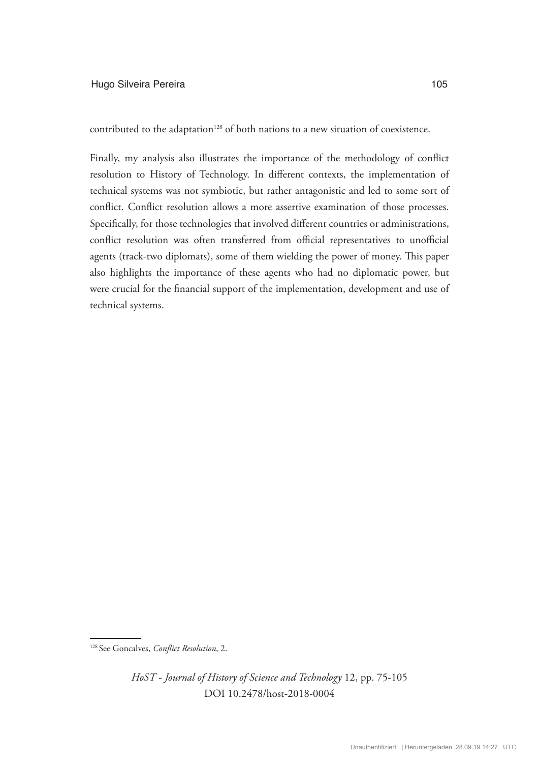contributed to the adaptation[128] of both nations to a new situation of coexistence.

Finally, my analysis also illustrates the importance of the methodology of conflict resolution to History of Technology. In different contexts, the implementation of technical systems was not symbiotic, but rather antagonistic and led to some sort of conflict. Conflict resolution allows a more assertive examination of those processes. Specifically, for those technologies that involved different countries or administrations, conflict resolution was often transferred from official representatives to unofficial agents (track-two diplomats), some of them wielding the power of money. This paper also highlights the importance of these agents who had no diplomatic power, but were crucial for the financial support of the implementation, development and use of technical systems.

---

[128] See Goncalves, *Conflict Resolution*, 2.